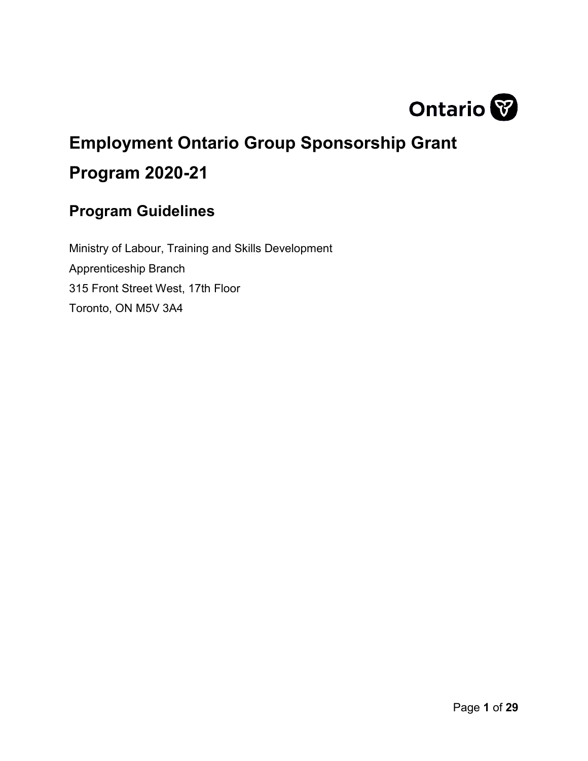Ontario

# Employment Ontario Group Sponsorship Grant Program 2020-21

## Program Guidelines

Ministry of Labour, Training and Skills Development

Apprenticeship Branch

315 Front Street West, 17th Floor

Toronto, ON M5V 3A4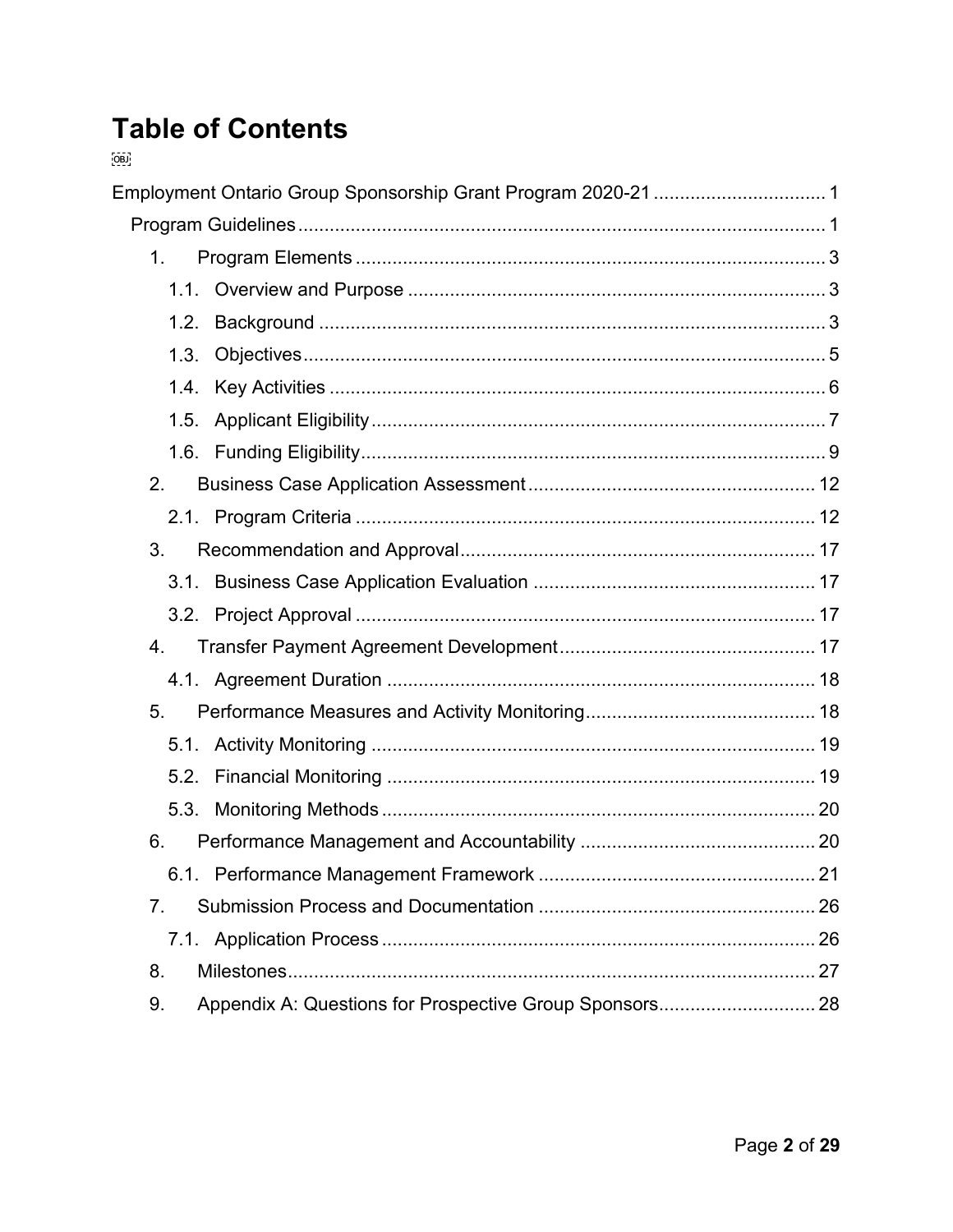# Table of Contents

Employment Ontario Group Sponsorship Grant Program 2020-21 ................................ 1

Program Guidelines ................................................................................................ 1

1. Program Elements ........................................................................................ 3
   - 1.1. Overview and Purpose ........................................................................ 3
   - 1.2. Background ......................................................................................... 3
   - 1.3. Objectives ............................................................................................ 5
   - 1.4. Key Activities ....................................................................................... 6
   - 1.5. Applicant Eligibility .............................................................................. 7
   - 1.6. Funding Eligibility ................................................................................ 9
2. Business Case Application Assessment ...................................................... 12
   - 2.1. Program Criteria ................................................................................ 12
3. Recommendation and Approval .................................................................. 17
   - 3.1. Business Case Application Evaluation ............................................... 17
   - 3.2. Project Approval ................................................................................ 17
4. Transfer Payment Agreement Development ................................................ 17
   - 4.1. Agreement Duration ........................................................................... 18
5. Performance Measures and Activity Monitoring ........................................... 18
   - 5.1. Activity Monitoring ............................................................................. 19
   - 5.2. Financial Monitoring ........................................................................... 19
   - 5.3. Monitoring Methods ........................................................................... 20
6. Performance Management and Accountability ............................................ 20
   - 6.1. Performance Management Framework .............................................. 21
7. Submission Process and Documentation ..................................................... 26
   - 7.1. Application Process ............................................................................ 26
8. Milestones .................................................................................................... 27
9. Appendix A: Questions for Prospective Group Sponsors ............................. 28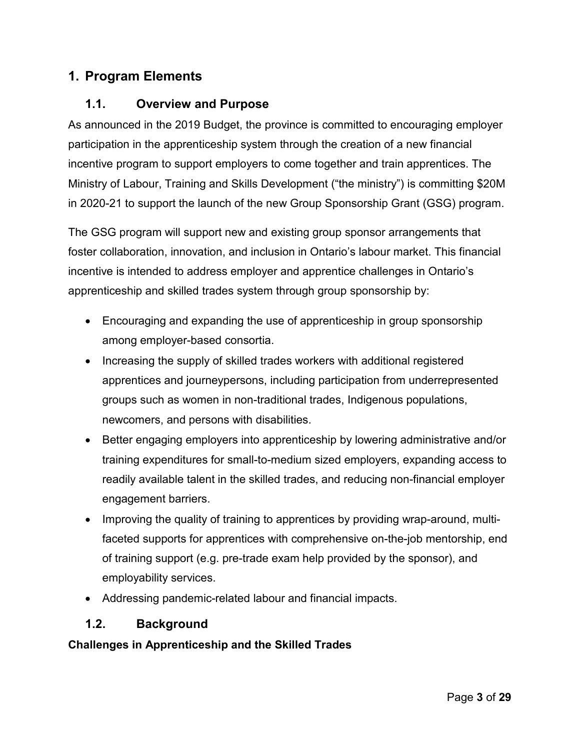# 1. Program Elements

## 1.1. Overview and Purpose

As announced in the 2019 Budget, the province is committed to encouraging employer participation in the apprenticeship system through the creation of a new financial incentive program to support employers to come together and train apprentices. The Ministry of Labour, Training and Skills Development ("the ministry") is committing $20M in 2020-21 to support the launch of the new Group Sponsorship Grant (GSG) program.

The GSG program will support new and existing group sponsor arrangements that foster collaboration, innovation, and inclusion in Ontario's labour market. This financial incentive is intended to address employer and apprentice challenges in Ontario's apprenticeship and skilled trades system through group sponsorship by:

- Encouraging and expanding the use of apprenticeship in group sponsorship among employer-based consortia.
- Increasing the supply of skilled trades workers with additional registered apprentices and journeypersons, including participation from underrepresented groups such as women in non-traditional trades, Indigenous populations, newcomers, and persons with disabilities.
- Better engaging employers into apprenticeship by lowering administrative and/or training expenditures for small-to-medium sized employers, expanding access to readily available talent in the skilled trades, and reducing non-financial employer engagement barriers.
- Improving the quality of training to apprentices by providing wrap-around, multi-faceted supports for apprentices with comprehensive on-the-job mentorship, end of training support (e.g. pre-trade exam help provided by the sponsor), and employability services.
- Addressing pandemic-related labour and financial impacts.

## 1.2. Background

**Challenges in Apprenticeship and the Skilled Trades**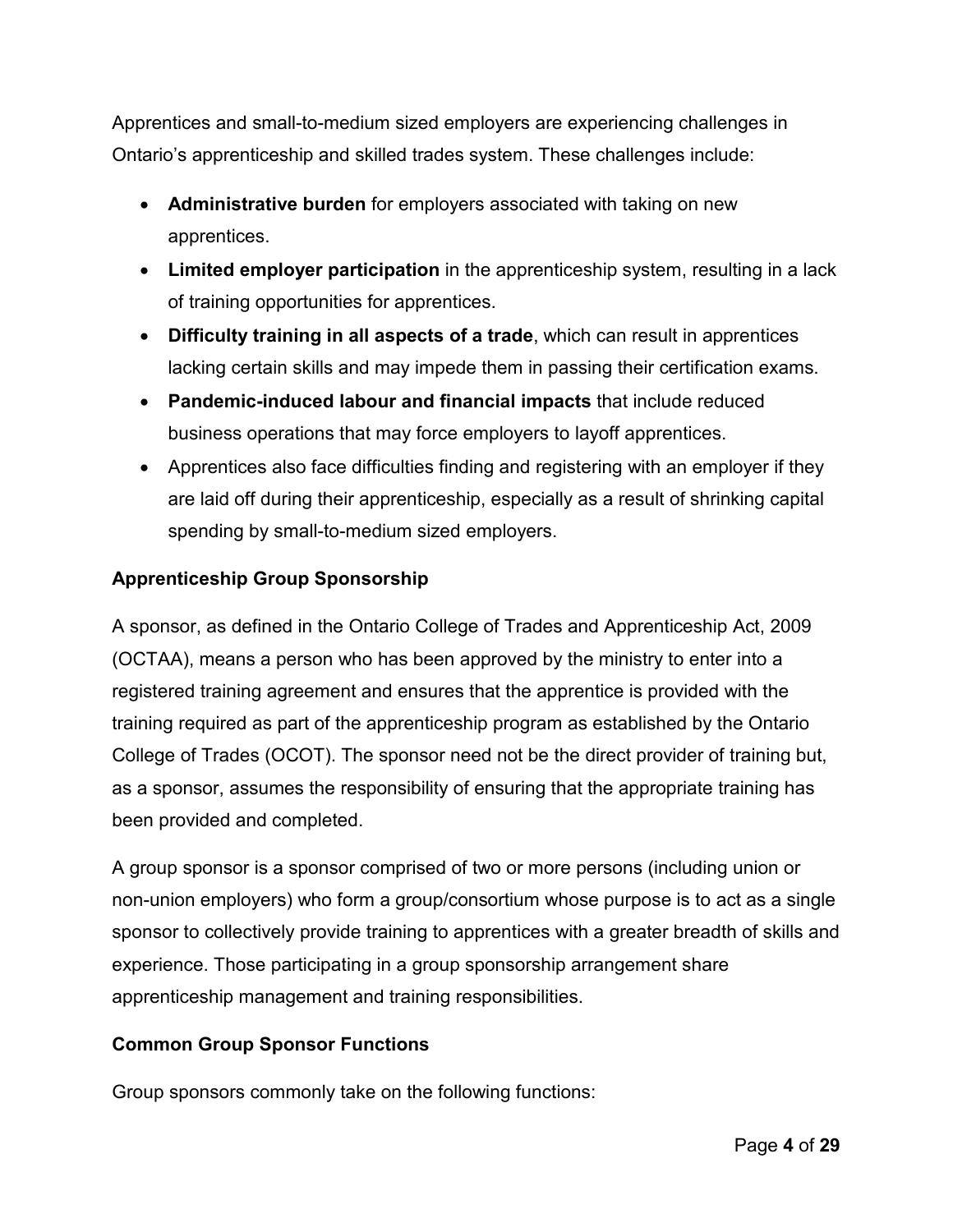Apprentices and small-to-medium sized employers are experiencing challenges in Ontario's apprenticeship and skilled trades system. These challenges include:

- **Administrative burden** for employers associated with taking on new apprentices.
- **Limited employer participation** in the apprenticeship system, resulting in a lack of training opportunities for apprentices.
- **Difficulty training in all aspects of a trade**, which can result in apprentices lacking certain skills and may impede them in passing their certification exams.
- **Pandemic-induced labour and financial impacts** that include reduced business operations that may force employers to layoff apprentices.
- Apprentices also face difficulties finding and registering with an employer if they are laid off during their apprenticeship, especially as a result of shrinking capital spending by small-to-medium sized employers.

### Apprenticeship Group Sponsorship

A sponsor, as defined in the Ontario College of Trades and Apprenticeship Act, 2009 (OCTAA), means a person who has been approved by the ministry to enter into a registered training agreement and ensures that the apprentice is provided with the training required as part of the apprenticeship program as established by the Ontario College of Trades (OCOT). The sponsor need not be the direct provider of training but, as a sponsor, assumes the responsibility of ensuring that the appropriate training has been provided and completed.

A group sponsor is a sponsor comprised of two or more persons (including union or non-union employers) who form a group/consortium whose purpose is to act as a single sponsor to collectively provide training to apprentices with a greater breadth of skills and experience. Those participating in a group sponsorship arrangement share apprenticeship management and training responsibilities.

### Common Group Sponsor Functions

Group sponsors commonly take on the following functions: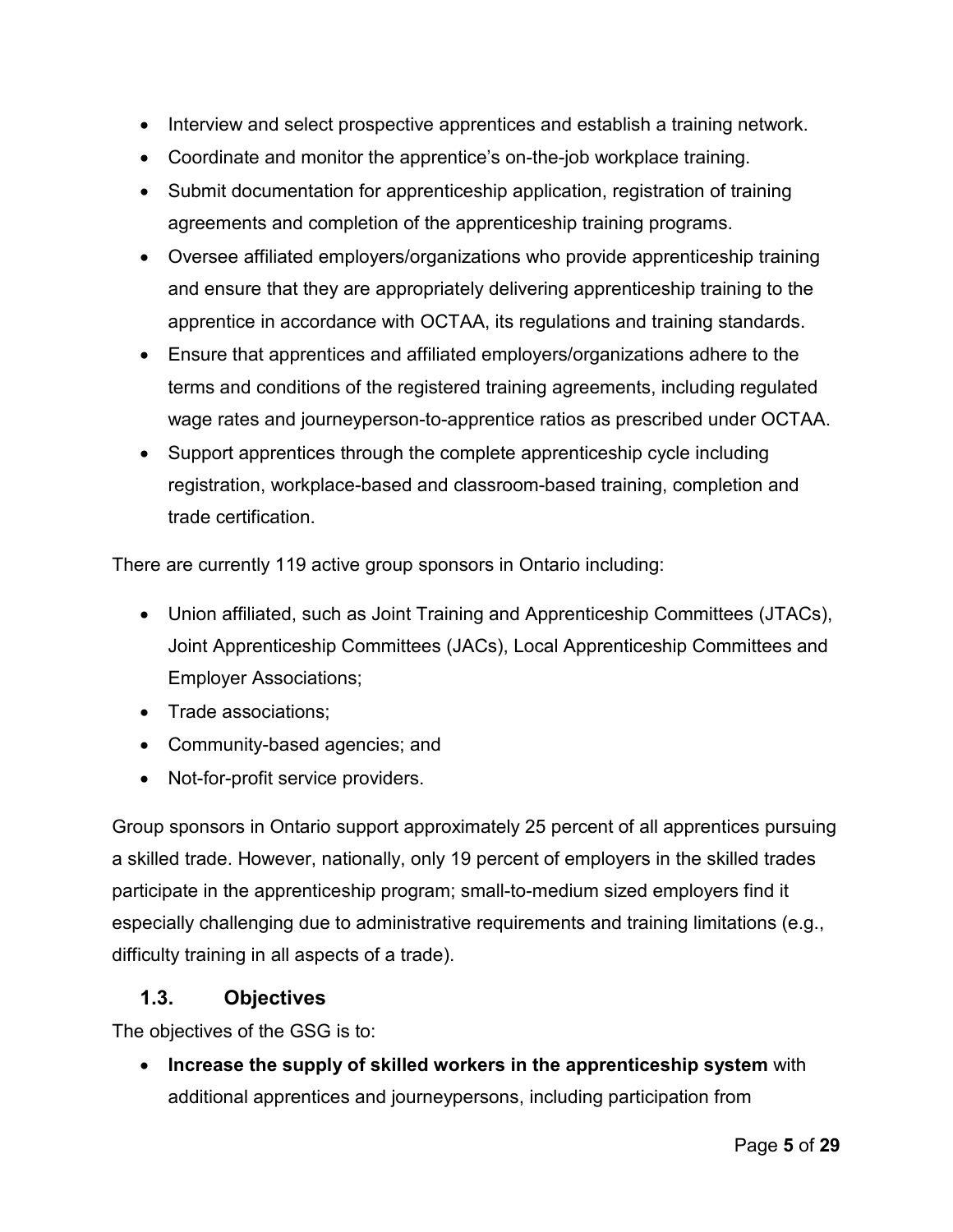- Interview and select prospective apprentices and establish a training network.
- Coordinate and monitor the apprentice's on-the-job workplace training.
- Submit documentation for apprenticeship application, registration of training agreements and completion of the apprenticeship training programs.
- Oversee affiliated employers/organizations who provide apprenticeship training and ensure that they are appropriately delivering apprenticeship training to the apprentice in accordance with OCTAA, its regulations and training standards.
- Ensure that apprentices and affiliated employers/organizations adhere to the terms and conditions of the registered training agreements, including regulated wage rates and journeyperson-to-apprentice ratios as prescribed under OCTAA.
- Support apprentices through the complete apprenticeship cycle including registration, workplace-based and classroom-based training, completion and trade certification.

There are currently 119 active group sponsors in Ontario including:

- Union affiliated, such as Joint Training and Apprenticeship Committees (JTACs), Joint Apprenticeship Committees (JACs), Local Apprenticeship Committees and Employer Associations;
- Trade associations;
- Community-based agencies; and
- Not-for-profit service providers.

Group sponsors in Ontario support approximately 25 percent of all apprentices pursuing a skilled trade. However, nationally, only 19 percent of employers in the skilled trades participate in the apprenticeship program; small-to-medium sized employers find it especially challenging due to administrative requirements and training limitations (e.g., difficulty training in all aspects of a trade).

### 1.3. Objectives

The objectives of the GSG is to:

- **Increase the supply of skilled workers in the apprenticeship system** with additional apprentices and journeypersons, including participation from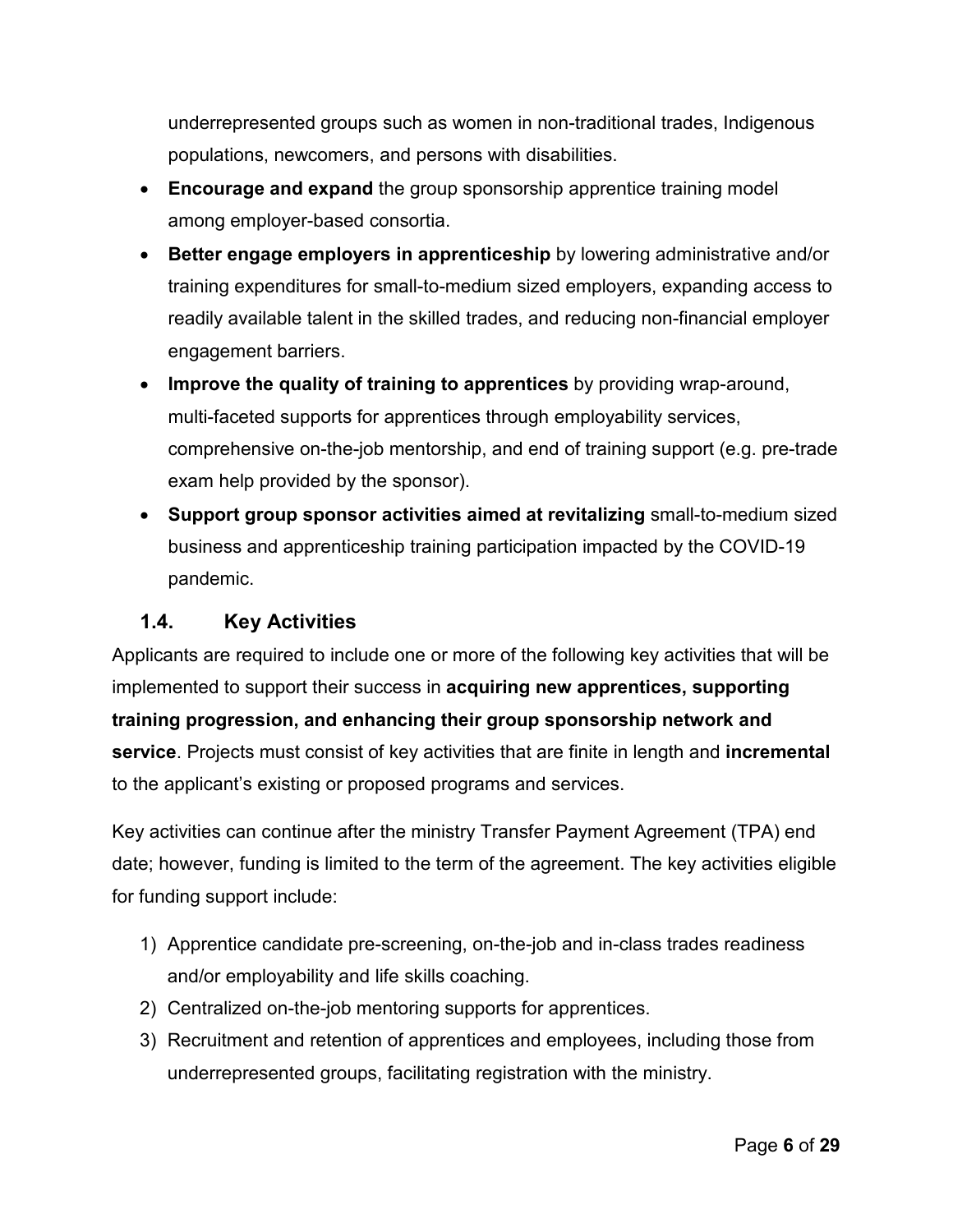underrepresented groups such as women in non-traditional trades, Indigenous populations, newcomers, and persons with disabilities.

- **Encourage and expand** the group sponsorship apprentice training model among employer-based consortia.
- **Better engage employers in apprenticeship** by lowering administrative and/or training expenditures for small-to-medium sized employers, expanding access to readily available talent in the skilled trades, and reducing non-financial employer engagement barriers.
- **Improve the quality of training to apprentices** by providing wrap-around, multi-faceted supports for apprentices through employability services, comprehensive on-the-job mentorship, and end of training support (e.g. pre-trade exam help provided by the sponsor).
- **Support group sponsor activities aimed at revitalizing** small-to-medium sized business and apprenticeship training participation impacted by the COVID-19 pandemic.

### 1.4. Key Activities

Applicants are required to include one or more of the following key activities that will be implemented to support their success in **acquiring new apprentices, supporting training progression, and enhancing their group sponsorship network and service**. Projects must consist of key activities that are finite in length and **incremental** to the applicant's existing or proposed programs and services.

Key activities can continue after the ministry Transfer Payment Agreement (TPA) end date; however, funding is limited to the term of the agreement. The key activities eligible for funding support include:

1) Apprentice candidate pre-screening, on-the-job and in-class trades readiness and/or employability and life skills coaching.
2) Centralized on-the-job mentoring supports for apprentices.
3) Recruitment and retention of apprentices and employees, including those from underrepresented groups, facilitating registration with the ministry.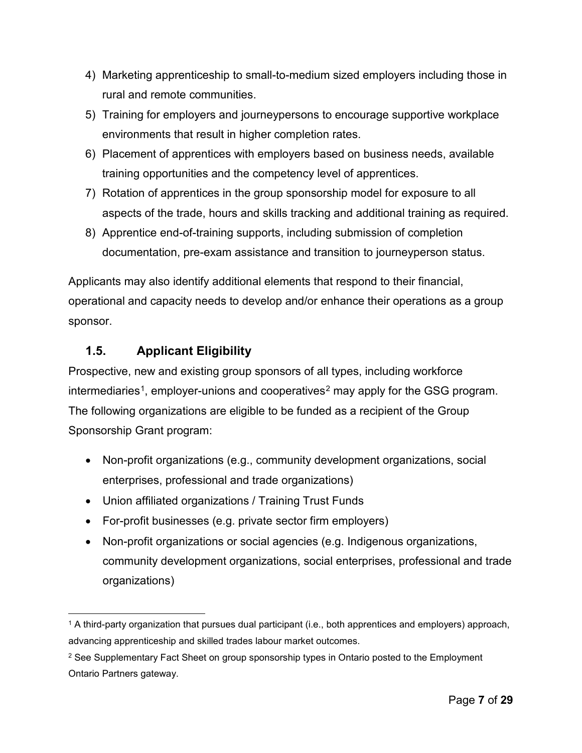4) Marketing apprenticeship to small-to-medium sized employers including those in rural and remote communities.
5) Training for employers and journeypersons to encourage supportive workplace environments that result in higher completion rates.
6) Placement of apprentices with employers based on business needs, available training opportunities and the competency level of apprentices.
7) Rotation of apprentices in the group sponsorship model for exposure to all aspects of the trade, hours and skills tracking and additional training as required.
8) Apprentice end-of-training supports, including submission of completion documentation, pre-exam assistance and transition to journeyperson status.

Applicants may also identify additional elements that respond to their financial, operational and capacity needs to develop and/or enhance their operations as a group sponsor.

## 1.5. Applicant Eligibility

Prospective, new and existing group sponsors of all types, including workforce intermediaries[1], employer-unions and cooperatives[2] may apply for the GSG program. The following organizations are eligible to be funded as a recipient of the Group Sponsorship Grant program:

- Non-profit organizations (e.g., community development organizations, social enterprises, professional and trade organizations)
- Union affiliated organizations / Training Trust Funds
- For-profit businesses (e.g. private sector firm employers)
- Non-profit organizations or social agencies (e.g. Indigenous organizations, community development organizations, social enterprises, professional and trade organizations)

[1] A third-party organization that pursues dual participant (i.e., both apprentices and employers) approach, advancing apprenticeship and skilled trades labour market outcomes.

[2] See Supplementary Fact Sheet on group sponsorship types in Ontario posted to the Employment Ontario Partners gateway.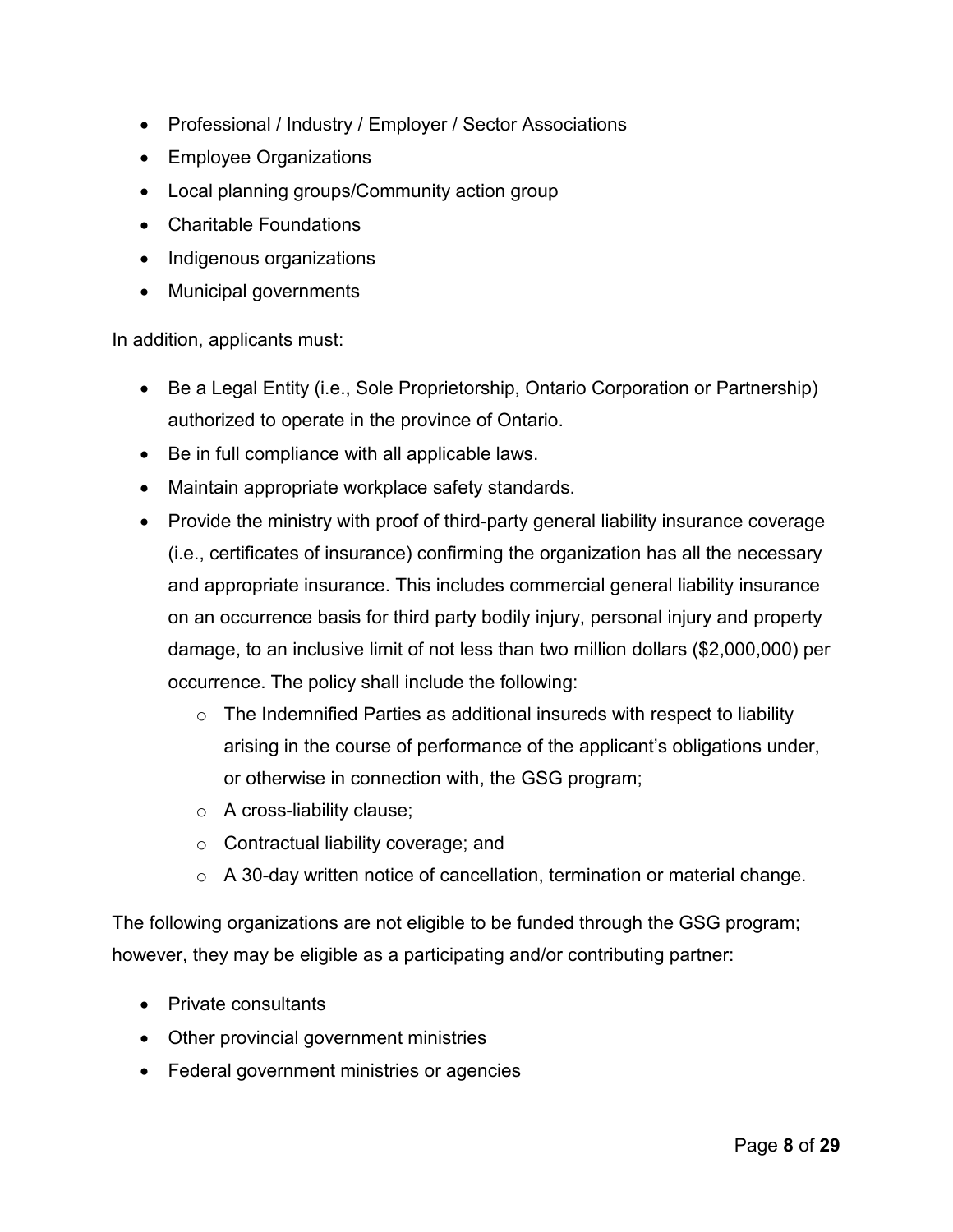- Professional / Industry / Employer / Sector Associations
- Employee Organizations
- Local planning groups/Community action group
- Charitable Foundations
- Indigenous organizations
- Municipal governments

In addition, applicants must:

- Be a Legal Entity (i.e., Sole Proprietorship, Ontario Corporation or Partnership) authorized to operate in the province of Ontario.
- Be in full compliance with all applicable laws.
- Maintain appropriate workplace safety standards.
- Provide the ministry with proof of third-party general liability insurance coverage (i.e., certificates of insurance) confirming the organization has all the necessary and appropriate insurance. This includes commercial general liability insurance on an occurrence basis for third party bodily injury, personal injury and property damage, to an inclusive limit of not less than two million dollars ($2,000,000) per occurrence. The policy shall include the following:
  - The Indemnified Parties as additional insureds with respect to liability arising in the course of performance of the applicant's obligations under, or otherwise in connection with, the GSG program;
  - A cross-liability clause;
  - Contractual liability coverage; and
  - A 30-day written notice of cancellation, termination or material change.

The following organizations are not eligible to be funded through the GSG program; however, they may be eligible as a participating and/or contributing partner:

- Private consultants
- Other provincial government ministries
- Federal government ministries or agencies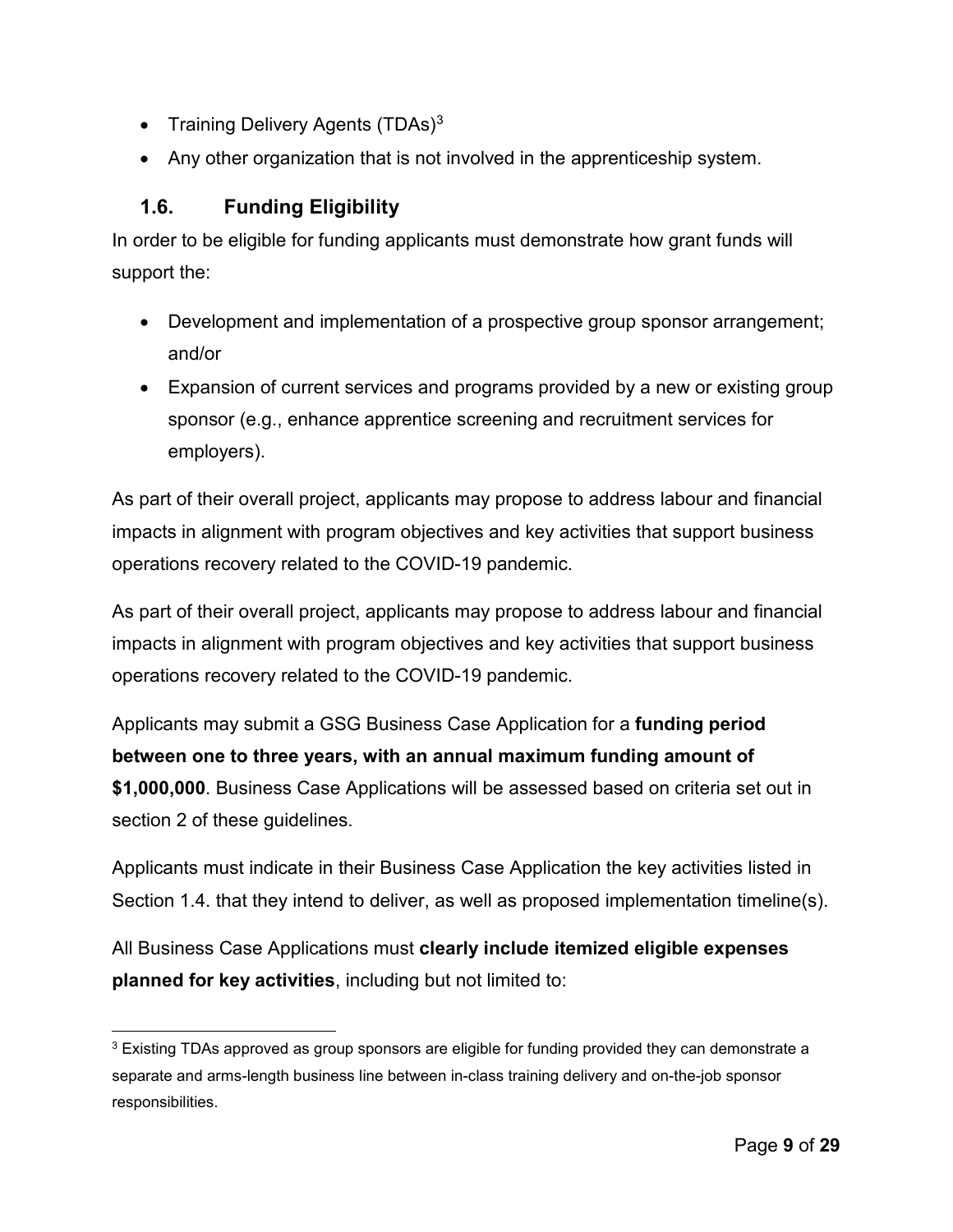- Training Delivery Agents (TDAs)[3]
- Any other organization that is not involved in the apprenticeship system.

## 1.6. Funding Eligibility

In order to be eligible for funding applicants must demonstrate how grant funds will support the:

- Development and implementation of a prospective group sponsor arrangement; and/or
- Expansion of current services and programs provided by a new or existing group sponsor (e.g., enhance apprentice screening and recruitment services for employers).

As part of their overall project, applicants may propose to address labour and financial impacts in alignment with program objectives and key activities that support business operations recovery related to the COVID-19 pandemic.

As part of their overall project, applicants may propose to address labour and financial impacts in alignment with program objectives and key activities that support business operations recovery related to the COVID-19 pandemic.

Applicants may submit a GSG Business Case Application for a **funding period between one to three years, with an annual maximum funding amount of $1,000,000**. Business Case Applications will be assessed based on criteria set out in section 2 of these guidelines.

Applicants must indicate in their Business Case Application the key activities listed in Section 1.4. that they intend to deliver, as well as proposed implementation timeline(s).

All Business Case Applications must **clearly include itemized eligible expenses planned for key activities**, including but not limited to:

[3] Existing TDAs approved as group sponsors are eligible for funding provided they can demonstrate a separate and arms-length business line between in-class training delivery and on-the-job sponsor responsibilities.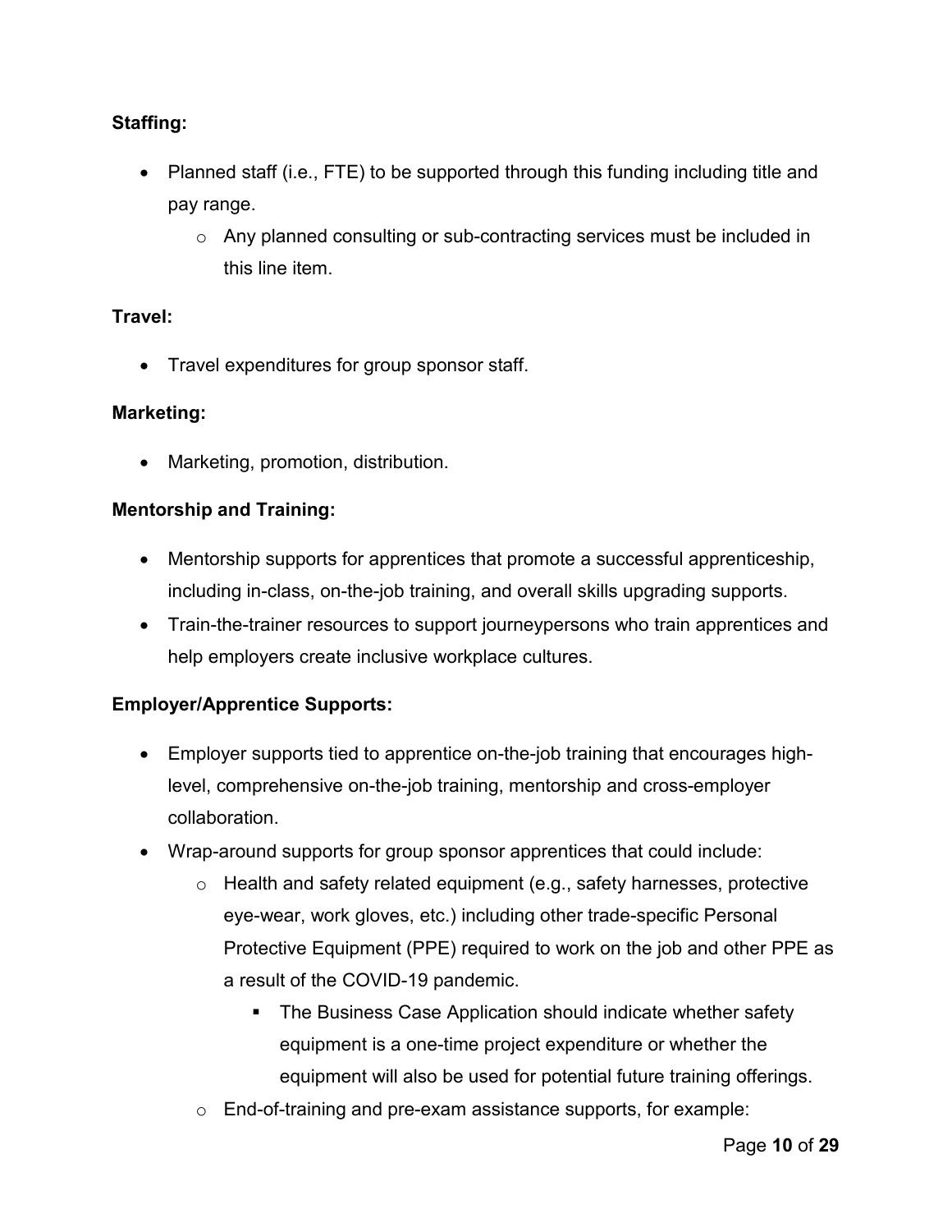**Staffing:**

- Planned staff (i.e., FTE) to be supported through this funding including title and pay range.
    - Any planned consulting or sub-contracting services must be included in this line item.

**Travel:**

- Travel expenditures for group sponsor staff.

**Marketing:**

- Marketing, promotion, distribution.

**Mentorship and Training:**

- Mentorship supports for apprentices that promote a successful apprenticeship, including in-class, on-the-job training, and overall skills upgrading supports.
- Train-the-trainer resources to support journeypersons who train apprentices and help employers create inclusive workplace cultures.

**Employer/Apprentice Supports:**

- Employer supports tied to apprentice on-the-job training that encourages high-level, comprehensive on-the-job training, mentorship and cross-employer collaboration.
- Wrap-around supports for group sponsor apprentices that could include:
    - Health and safety related equipment (e.g., safety harnesses, protective eye-wear, work gloves, etc.) including other trade-specific Personal Protective Equipment (PPE) required to work on the job and other PPE as a result of the COVID-19 pandemic.
        - The Business Case Application should indicate whether safety equipment is a one-time project expenditure or whether the equipment will also be used for potential future training offerings.
    - End-of-training and pre-exam assistance supports, for example: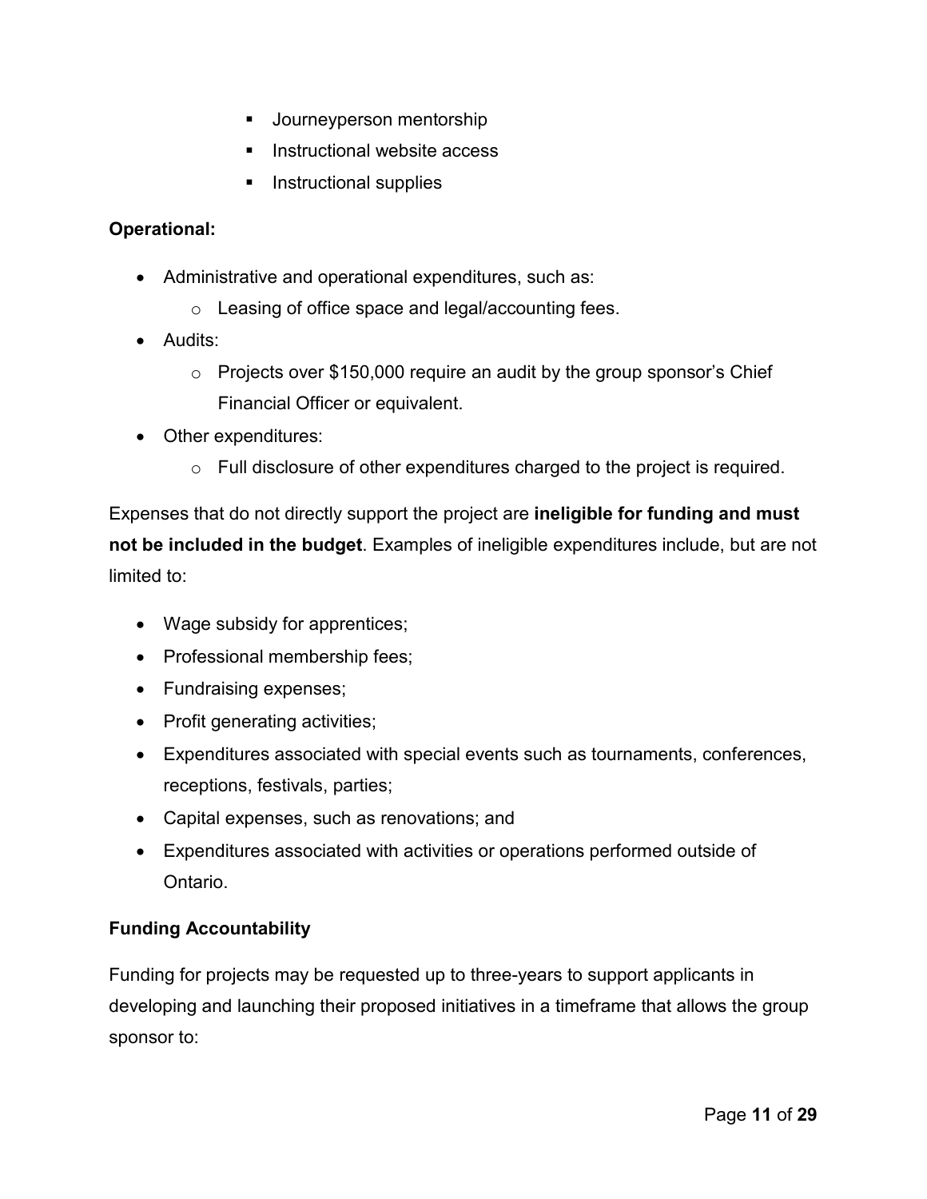- Journeyperson mentorship
        - Instructional website access
        - Instructional supplies

**Operational:**

- Administrative and operational expenditures, such as:
    - Leasing of office space and legal/accounting fees.
- Audits:
    - Projects over $150,000 require an audit by the group sponsor's Chief Financial Officer or equivalent.
- Other expenditures:
    - Full disclosure of other expenditures charged to the project is required.

Expenses that do not directly support the project are **ineligible for funding and must not be included in the budget**. Examples of ineligible expenditures include, but are not limited to:

- Wage subsidy for apprentices;
- Professional membership fees;
- Fundraising expenses;
- Profit generating activities;
- Expenditures associated with special events such as tournaments, conferences, receptions, festivals, parties;
- Capital expenses, such as renovations; and
- Expenditures associated with activities or operations performed outside of Ontario.

**Funding Accountability**

Funding for projects may be requested up to three-years to support applicants in developing and launching their proposed initiatives in a timeframe that allows the group sponsor to: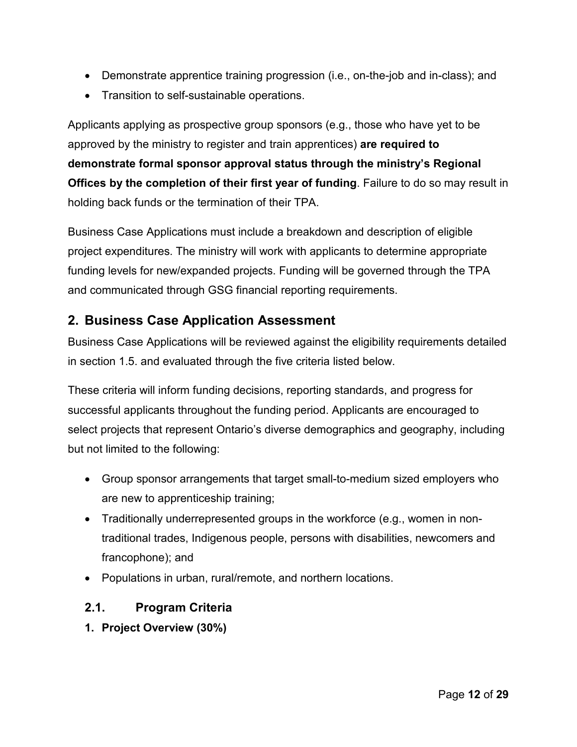- Demonstrate apprentice training progression (i.e., on-the-job and in-class); and
- Transition to self-sustainable operations.

Applicants applying as prospective group sponsors (e.g., those who have yet to be approved by the ministry to register and train apprentices) **are required to demonstrate formal sponsor approval status through the ministry's Regional Offices by the completion of their first year of funding**. Failure to do so may result in holding back funds or the termination of their TPA.

Business Case Applications must include a breakdown and description of eligible project expenditures. The ministry will work with applicants to determine appropriate funding levels for new/expanded projects. Funding will be governed through the TPA and communicated through GSG financial reporting requirements.

## 2. Business Case Application Assessment

Business Case Applications will be reviewed against the eligibility requirements detailed in section 1.5. and evaluated through the five criteria listed below.

These criteria will inform funding decisions, reporting standards, and progress for successful applicants throughout the funding period. Applicants are encouraged to select projects that represent Ontario's diverse demographics and geography, including but not limited to the following:

- Group sponsor arrangements that target small-to-medium sized employers who are new to apprenticeship training;
- Traditionally underrepresented groups in the workforce (e.g., women in non-traditional trades, Indigenous people, persons with disabilities, newcomers and francophone); and
- Populations in urban, rural/remote, and northern locations.

### 2.1. Program Criteria

**1. Project Overview (30%)**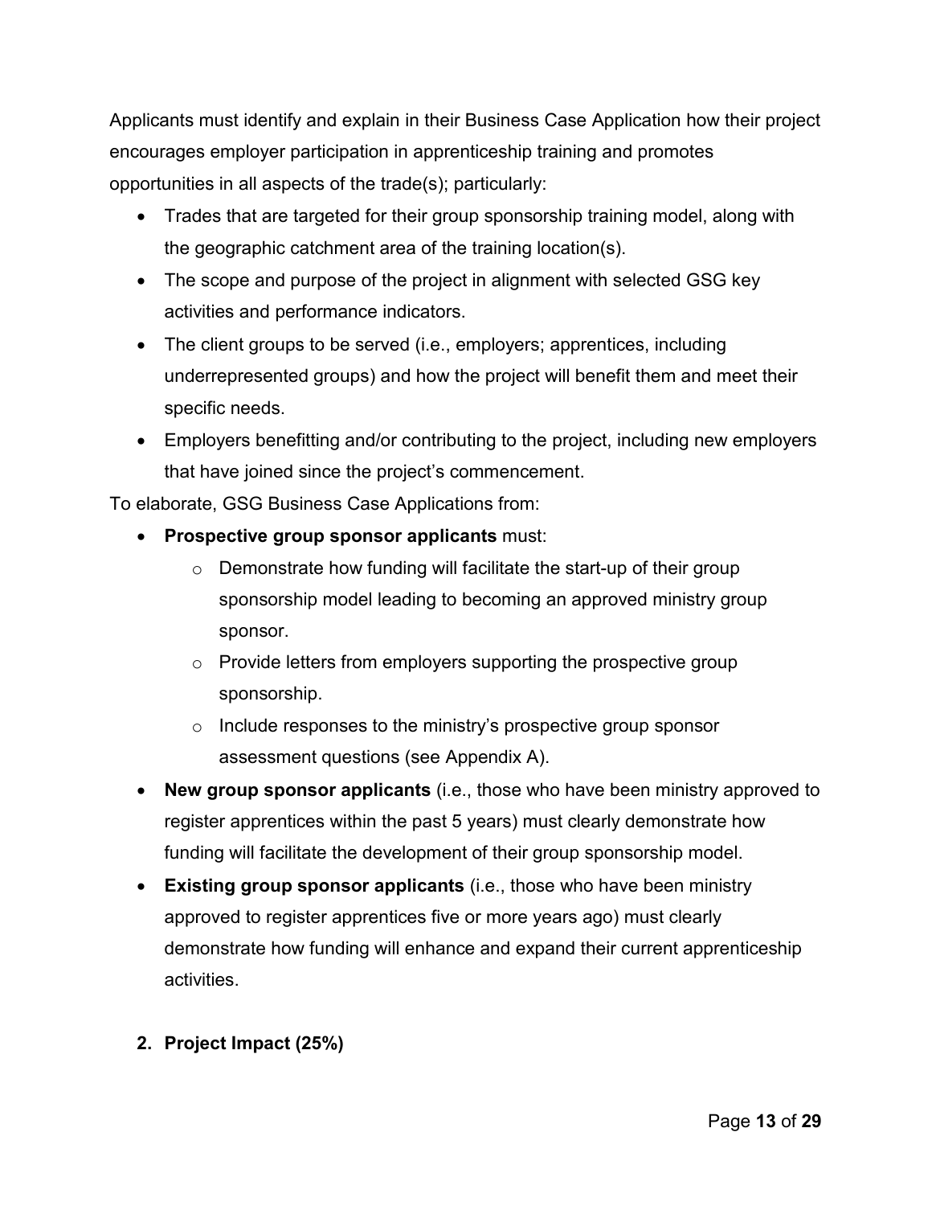Applicants must identify and explain in their Business Case Application how their project encourages employer participation in apprenticeship training and promotes opportunities in all aspects of the trade(s); particularly:

- Trades that are targeted for their group sponsorship training model, along with the geographic catchment area of the training location(s).
- The scope and purpose of the project in alignment with selected GSG key activities and performance indicators.
- The client groups to be served (i.e., employers; apprentices, including underrepresented groups) and how the project will benefit them and meet their specific needs.
- Employers benefitting and/or contributing to the project, including new employers that have joined since the project's commencement.

To elaborate, GSG Business Case Applications from:

- **Prospective group sponsor applicants** must:
  - Demonstrate how funding will facilitate the start-up of their group sponsorship model leading to becoming an approved ministry group sponsor.
  - Provide letters from employers supporting the prospective group sponsorship.
  - Include responses to the ministry's prospective group sponsor assessment questions (see Appendix A).
- **New group sponsor applicants** (i.e., those who have been ministry approved to register apprentices within the past 5 years) must clearly demonstrate how funding will facilitate the development of their group sponsorship model.
- **Existing group sponsor applicants** (i.e., those who have been ministry approved to register apprentices five or more years ago) must clearly demonstrate how funding will enhance and expand their current apprenticeship activities.

2. **Project Impact (25%)**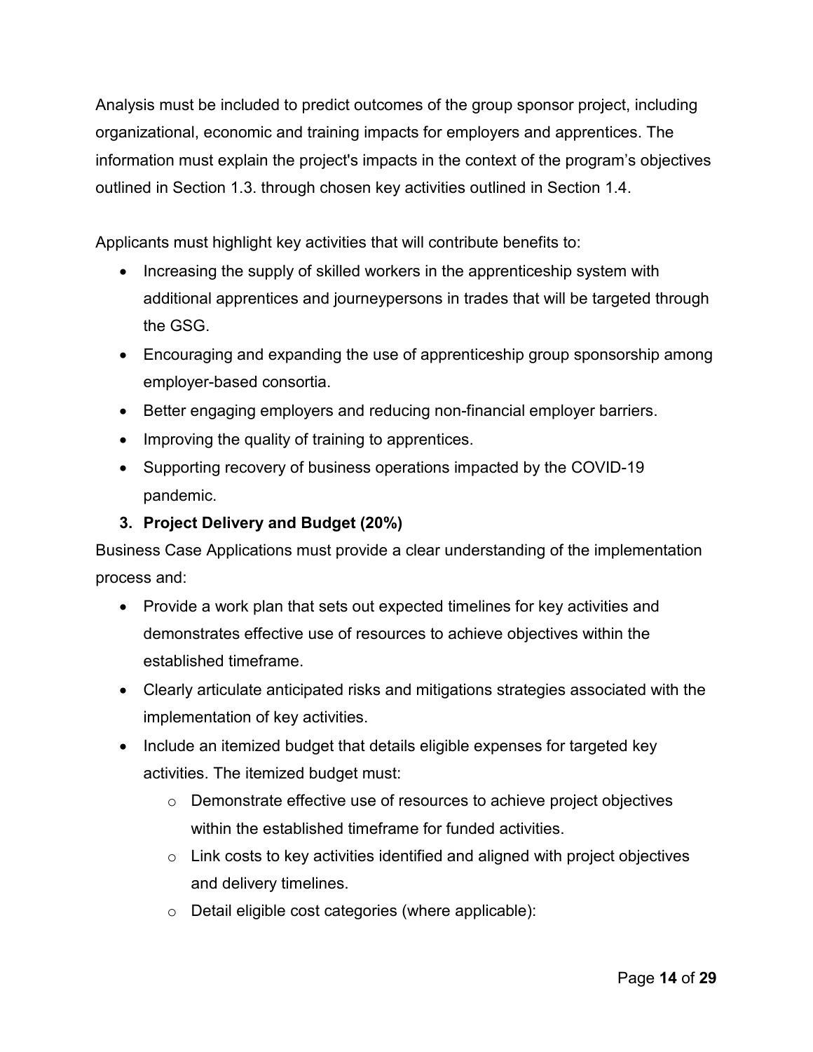Analysis must be included to predict outcomes of the group sponsor project, including organizational, economic and training impacts for employers and apprentices. The information must explain the project's impacts in the context of the program's objectives outlined in Section 1.3. through chosen key activities outlined in Section 1.4.

Applicants must highlight key activities that will contribute benefits to:

- Increasing the supply of skilled workers in the apprenticeship system with additional apprentices and journeypersons in trades that will be targeted through the GSG.
- Encouraging and expanding the use of apprenticeship group sponsorship among employer-based consortia.
- Better engaging employers and reducing non-financial employer barriers.
- Improving the quality of training to apprentices.
- Supporting recovery of business operations impacted by the COVID-19 pandemic.

**3. Project Delivery and Budget (20%)**

Business Case Applications must provide a clear understanding of the implementation process and:

- Provide a work plan that sets out expected timelines for key activities and demonstrates effective use of resources to achieve objectives within the established timeframe.
- Clearly articulate anticipated risks and mitigations strategies associated with the implementation of key activities.
- Include an itemized budget that details eligible expenses for targeted key activities. The itemized budget must:
    - Demonstrate effective use of resources to achieve project objectives within the established timeframe for funded activities.
    - Link costs to key activities identified and aligned with project objectives and delivery timelines.
    - Detail eligible cost categories (where applicable):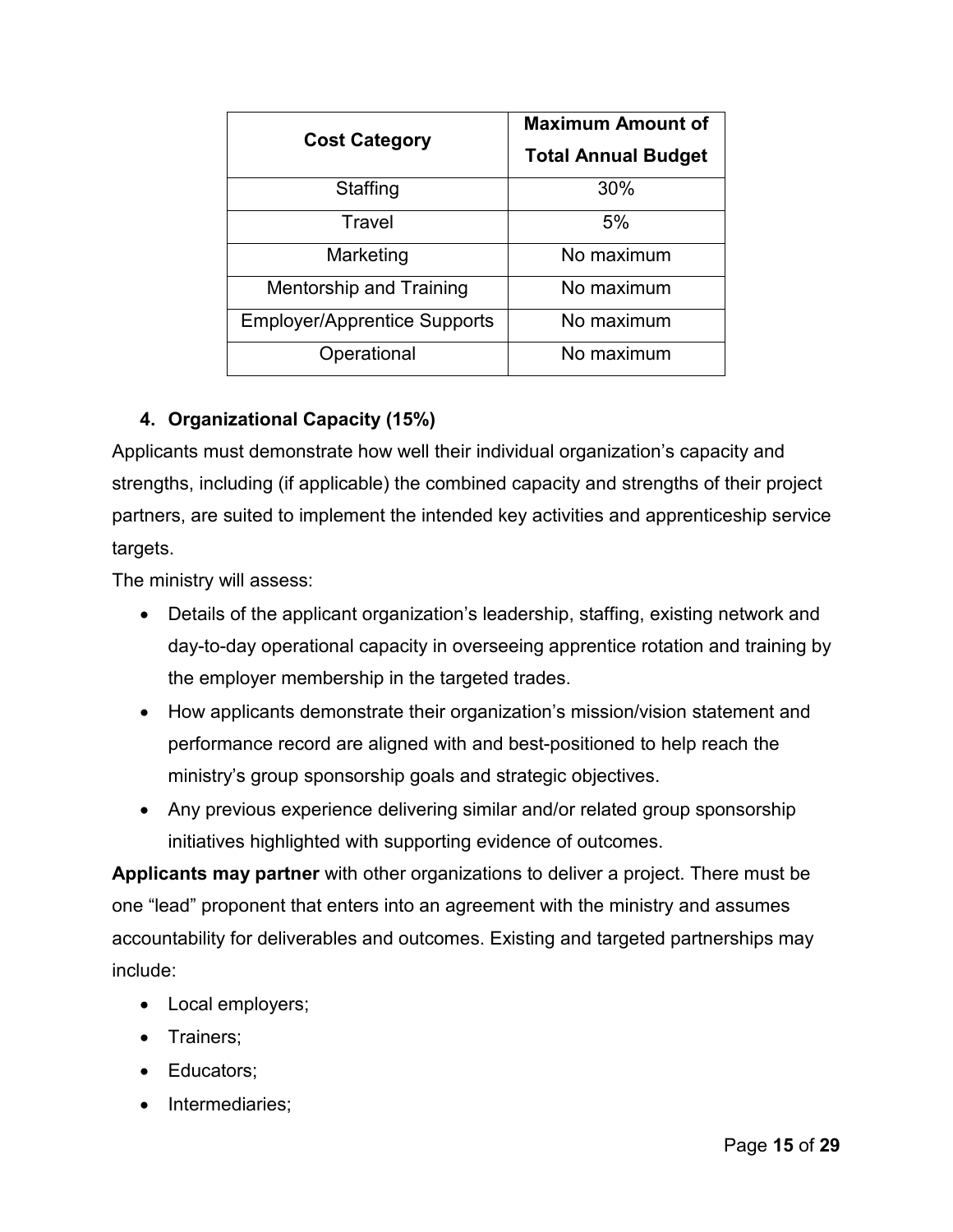| Cost Category | Maximum Amount of Total Annual Budget |
| --- | --- |
| Staffing | 30% |
| Travel | 5% |
| Marketing | No maximum |
| Mentorship and Training | No maximum |
| Employer/Apprentice Supports | No maximum |
| Operational | No maximum |

### 4. Organizational Capacity (15%)

Applicants must demonstrate how well their individual organization's capacity and strengths, including (if applicable) the combined capacity and strengths of their project partners, are suited to implement the intended key activities and apprenticeship service targets.

The ministry will assess:

- Details of the applicant organization's leadership, staffing, existing network and day-to-day operational capacity in overseeing apprentice rotation and training by the employer membership in the targeted trades.
- How applicants demonstrate their organization's mission/vision statement and performance record are aligned with and best-positioned to help reach the ministry's group sponsorship goals and strategic objectives.
- Any previous experience delivering similar and/or related group sponsorship initiatives highlighted with supporting evidence of outcomes.

**Applicants may partner** with other organizations to deliver a project. There must be one "lead" proponent that enters into an agreement with the ministry and assumes accountability for deliverables and outcomes. Existing and targeted partnerships may include:

- Local employers;
- Trainers;
- Educators;
- Intermediaries;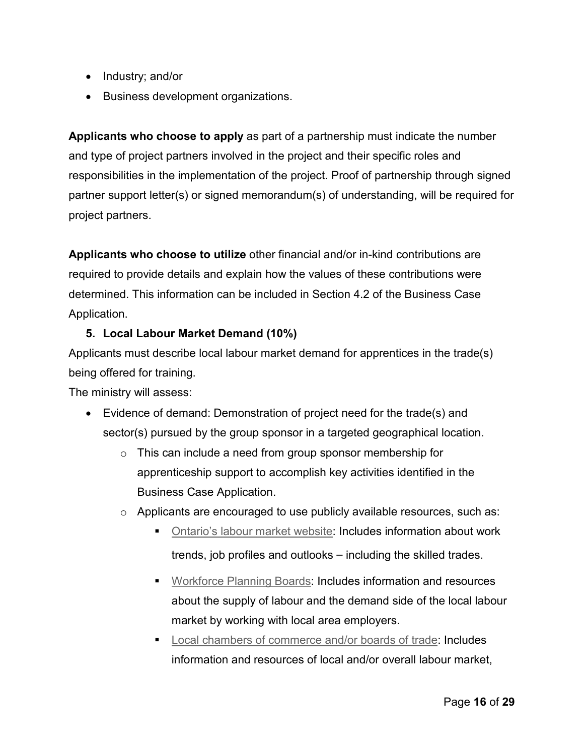- Industry; and/or
- Business development organizations.

**Applicants who choose to apply** as part of a partnership must indicate the number and type of project partners involved in the project and their specific roles and responsibilities in the implementation of the project. Proof of partnership through signed partner support letter(s) or signed memorandum(s) of understanding, will be required for project partners.

**Applicants who choose to utilize** other financial and/or in-kind contributions are required to provide details and explain how the values of these contributions were determined. This information can be included in Section 4.2 of the Business Case Application.

5. **Local Labour Market Demand (10%)**

Applicants must describe local labour market demand for apprentices in the trade(s) being offered for training.

The ministry will assess:

- Evidence of demand: Demonstration of project need for the trade(s) and sector(s) pursued by the group sponsor in a targeted geographical location.
  - This can include a need from group sponsor membership for apprenticeship support to accomplish key activities identified in the Business Case Application.
  - Applicants are encouraged to use publicly available resources, such as:
    - Ontario's labour market website: Includes information about work trends, job profiles and outlooks – including the skilled trades.
    - Workforce Planning Boards: Includes information and resources about the supply of labour and the demand side of the local labour market by working with local area employers.
    - Local chambers of commerce and/or boards of trade: Includes information and resources of local and/or overall labour market,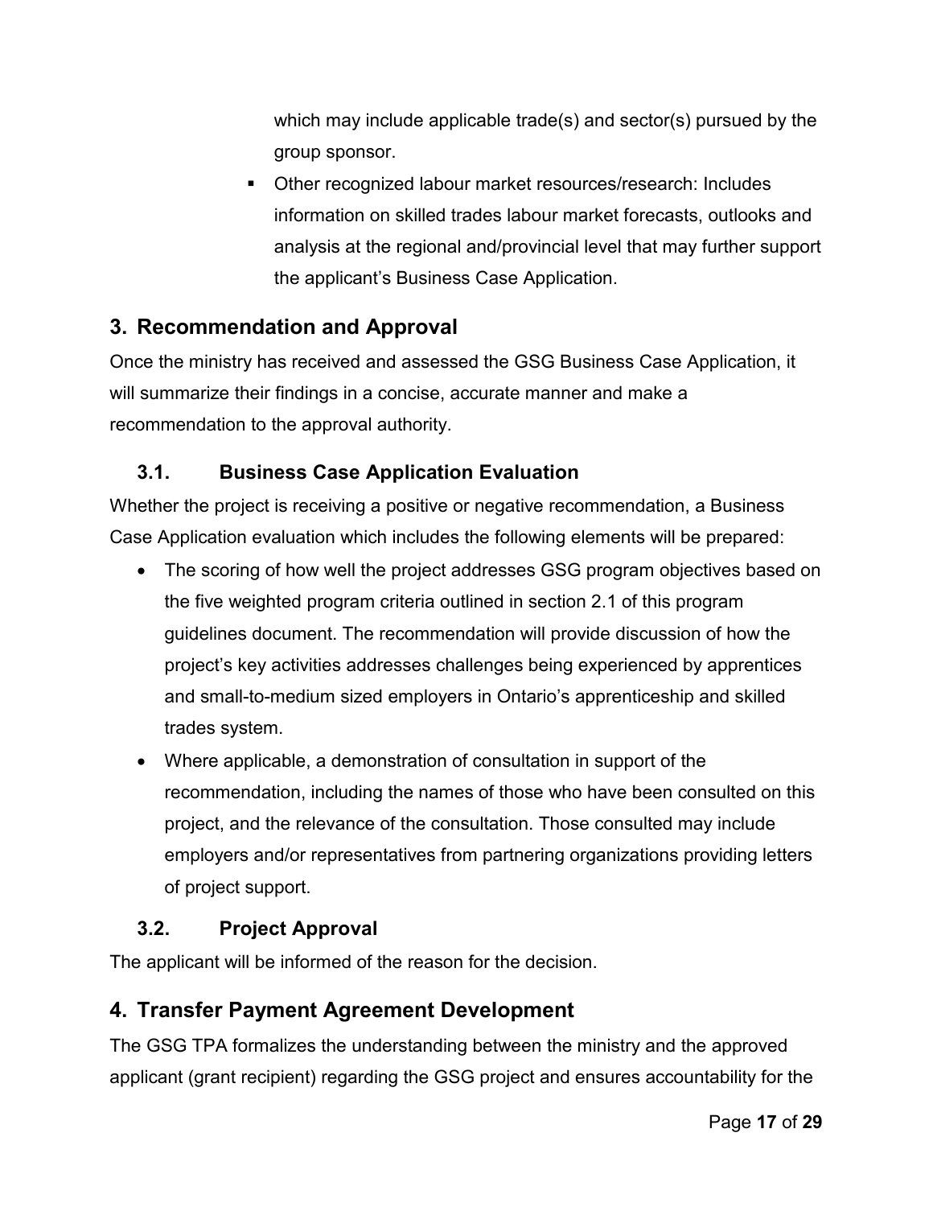which may include applicable trade(s) and sector(s) pursued by the group sponsor.

- Other recognized labour market resources/research: Includes information on skilled trades labour market forecasts, outlooks and analysis at the regional and/provincial level that may further support the applicant's Business Case Application.

## 3. Recommendation and Approval

Once the ministry has received and assessed the GSG Business Case Application, it will summarize their findings in a concise, accurate manner and make a recommendation to the approval authority.

### 3.1. Business Case Application Evaluation

Whether the project is receiving a positive or negative recommendation, a Business Case Application evaluation which includes the following elements will be prepared:

- The scoring of how well the project addresses GSG program objectives based on the five weighted program criteria outlined in section 2.1 of this program guidelines document. The recommendation will provide discussion of how the project's key activities addresses challenges being experienced by apprentices and small-to-medium sized employers in Ontario's apprenticeship and skilled trades system.
- Where applicable, a demonstration of consultation in support of the recommendation, including the names of those who have been consulted on this project, and the relevance of the consultation. Those consulted may include employers and/or representatives from partnering organizations providing letters of project support.

### 3.2. Project Approval

The applicant will be informed of the reason for the decision.

## 4. Transfer Payment Agreement Development

The GSG TPA formalizes the understanding between the ministry and the approved applicant (grant recipient) regarding the GSG project and ensures accountability for the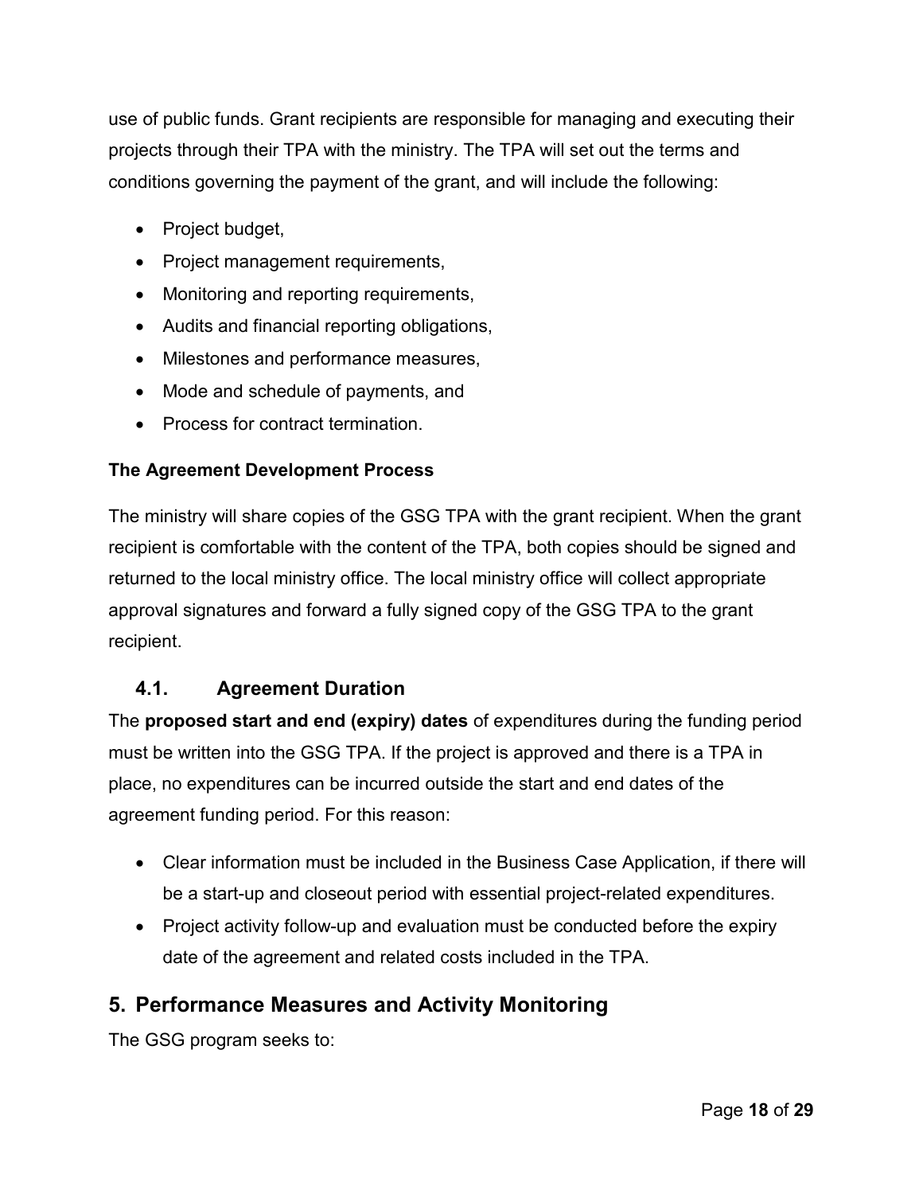use of public funds. Grant recipients are responsible for managing and executing their projects through their TPA with the ministry. The TPA will set out the terms and conditions governing the payment of the grant, and will include the following:

- Project budget,
- Project management requirements,
- Monitoring and reporting requirements,
- Audits and financial reporting obligations,
- Milestones and performance measures,
- Mode and schedule of payments, and
- Process for contract termination.

**The Agreement Development Process**

The ministry will share copies of the GSG TPA with the grant recipient. When the grant recipient is comfortable with the content of the TPA, both copies should be signed and returned to the local ministry office. The local ministry office will collect appropriate approval signatures and forward a fully signed copy of the GSG TPA to the grant recipient.

### 4.1. Agreement Duration

The **proposed start and end (expiry) dates** of expenditures during the funding period must be written into the GSG TPA. If the project is approved and there is a TPA in place, no expenditures can be incurred outside the start and end dates of the agreement funding period. For this reason:

- Clear information must be included in the Business Case Application, if there will be a start-up and closeout period with essential project-related expenditures.
- Project activity follow-up and evaluation must be conducted before the expiry date of the agreement and related costs included in the TPA.

## 5. Performance Measures and Activity Monitoring

The GSG program seeks to: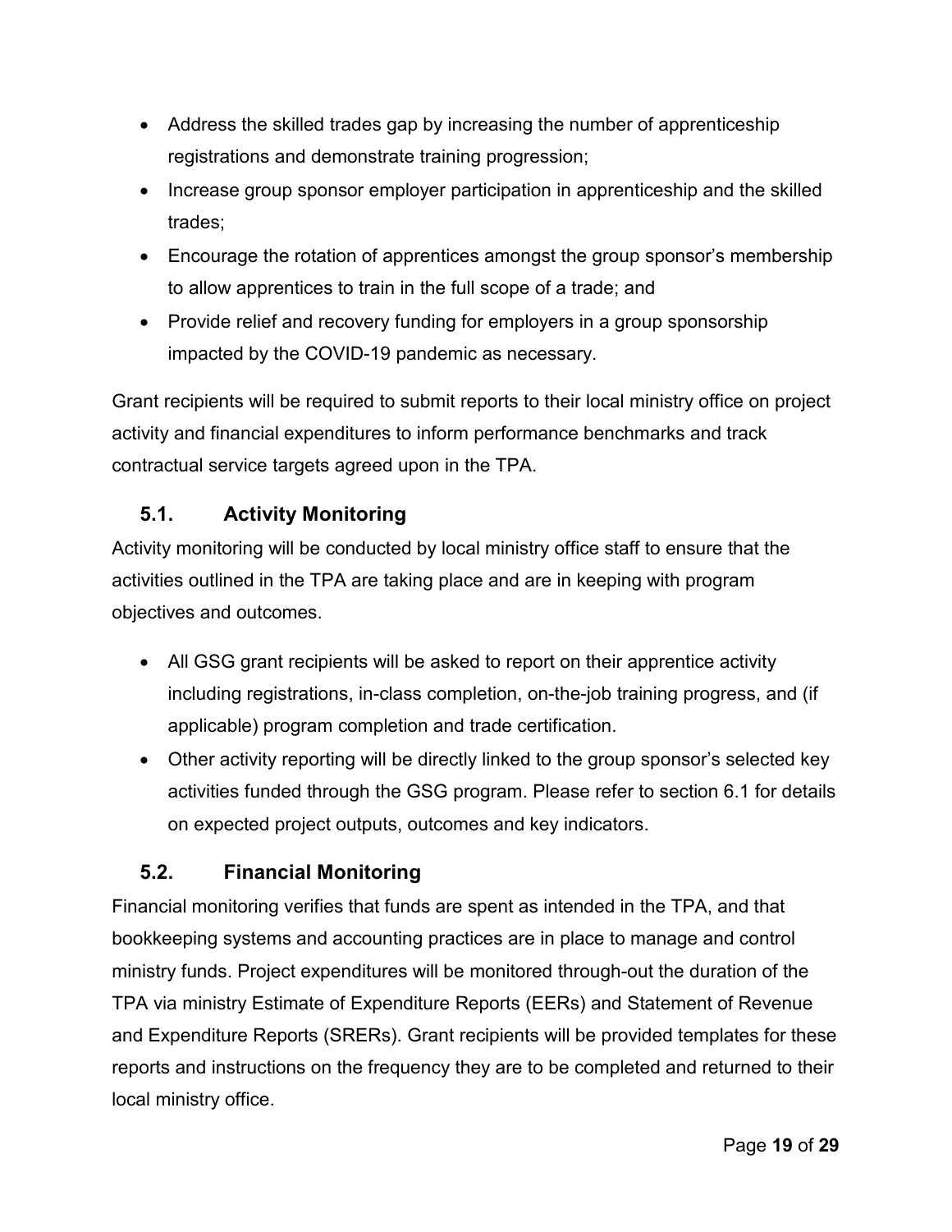- Address the skilled trades gap by increasing the number of apprenticeship registrations and demonstrate training progression;
- Increase group sponsor employer participation in apprenticeship and the skilled trades;
- Encourage the rotation of apprentices amongst the group sponsor's membership to allow apprentices to train in the full scope of a trade; and
- Provide relief and recovery funding for employers in a group sponsorship impacted by the COVID-19 pandemic as necessary.

Grant recipients will be required to submit reports to their local ministry office on project activity and financial expenditures to inform performance benchmarks and track contractual service targets agreed upon in the TPA.

## 5.1. Activity Monitoring

Activity monitoring will be conducted by local ministry office staff to ensure that the activities outlined in the TPA are taking place and are in keeping with program objectives and outcomes.

- All GSG grant recipients will be asked to report on their apprentice activity including registrations, in-class completion, on-the-job training progress, and (if applicable) program completion and trade certification.
- Other activity reporting will be directly linked to the group sponsor's selected key activities funded through the GSG program. Please refer to section 6.1 for details on expected project outputs, outcomes and key indicators.

## 5.2. Financial Monitoring

Financial monitoring verifies that funds are spent as intended in the TPA, and that bookkeeping systems and accounting practices are in place to manage and control ministry funds. Project expenditures will be monitored through-out the duration of the TPA via ministry Estimate of Expenditure Reports (EERs) and Statement of Revenue and Expenditure Reports (SRERs). Grant recipients will be provided templates for these reports and instructions on the frequency they are to be completed and returned to their local ministry office.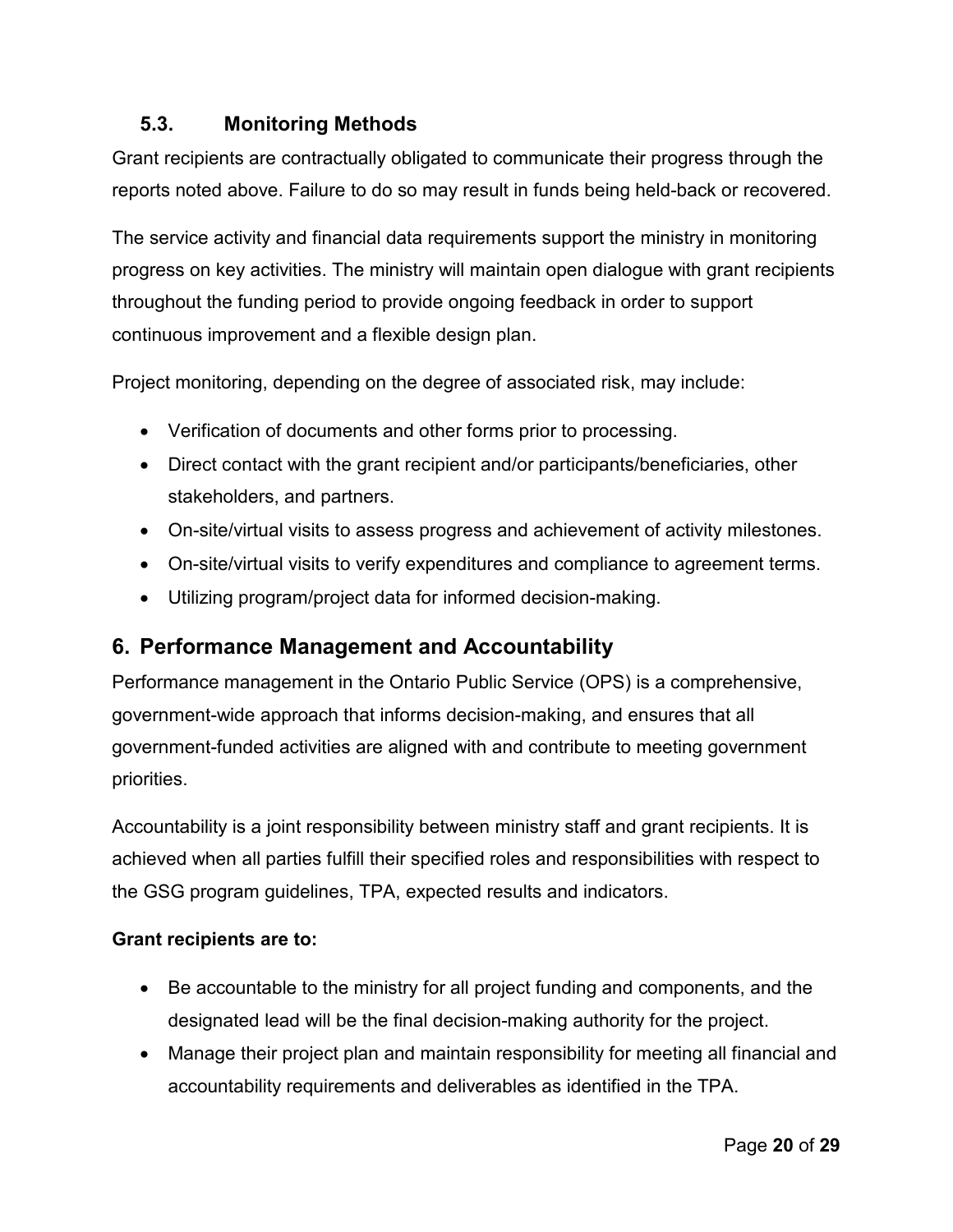### 5.3. Monitoring Methods

Grant recipients are contractually obligated to communicate their progress through the reports noted above. Failure to do so may result in funds being held-back or recovered.

The service activity and financial data requirements support the ministry in monitoring progress on key activities. The ministry will maintain open dialogue with grant recipients throughout the funding period to provide ongoing feedback in order to support continuous improvement and a flexible design plan.

Project monitoring, depending on the degree of associated risk, may include:

- Verification of documents and other forms prior to processing.
- Direct contact with the grant recipient and/or participants/beneficiaries, other stakeholders, and partners.
- On-site/virtual visits to assess progress and achievement of activity milestones.
- On-site/virtual visits to verify expenditures and compliance to agreement terms.
- Utilizing program/project data for informed decision-making.

## 6. Performance Management and Accountability

Performance management in the Ontario Public Service (OPS) is a comprehensive, government-wide approach that informs decision-making, and ensures that all government-funded activities are aligned with and contribute to meeting government priorities.

Accountability is a joint responsibility between ministry staff and grant recipients. It is achieved when all parties fulfill their specified roles and responsibilities with respect to the GSG program guidelines, TPA, expected results and indicators.

**Grant recipients are to:**

- Be accountable to the ministry for all project funding and components, and the designated lead will be the final decision-making authority for the project.
- Manage their project plan and maintain responsibility for meeting all financial and accountability requirements and deliverables as identified in the TPA.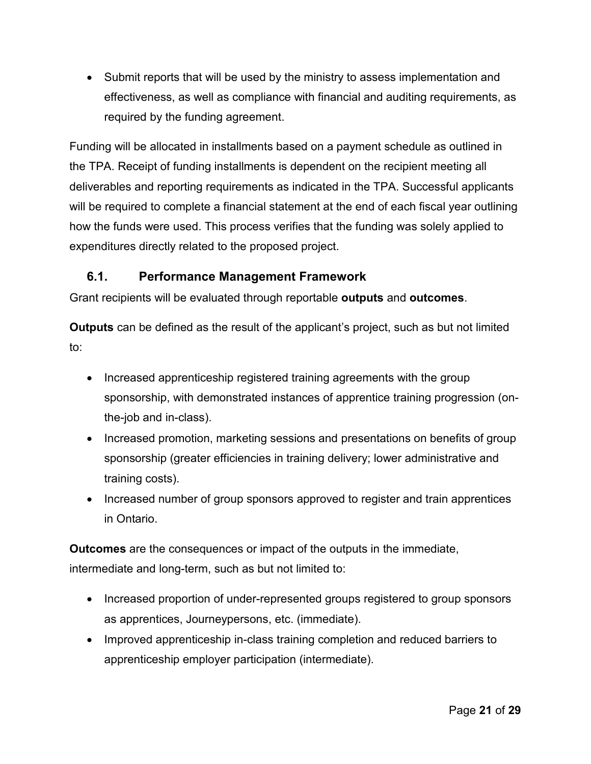- Submit reports that will be used by the ministry to assess implementation and effectiveness, as well as compliance with financial and auditing requirements, as required by the funding agreement.

Funding will be allocated in installments based on a payment schedule as outlined in the TPA. Receipt of funding installments is dependent on the recipient meeting all deliverables and reporting requirements as indicated in the TPA. Successful applicants will be required to complete a financial statement at the end of each fiscal year outlining how the funds were used. This process verifies that the funding was solely applied to expenditures directly related to the proposed project.

### 6.1. Performance Management Framework

Grant recipients will be evaluated through reportable **outputs** and **outcomes**.

**Outputs** can be defined as the result of the applicant's project, such as but not limited to:

- Increased apprenticeship registered training agreements with the group sponsorship, with demonstrated instances of apprentice training progression (on-the-job and in-class).
- Increased promotion, marketing sessions and presentations on benefits of group sponsorship (greater efficiencies in training delivery; lower administrative and training costs).
- Increased number of group sponsors approved to register and train apprentices in Ontario.

**Outcomes** are the consequences or impact of the outputs in the immediate, intermediate and long-term, such as but not limited to:

- Increased proportion of under-represented groups registered to group sponsors as apprentices, Journeypersons, etc. (immediate).
- Improved apprenticeship in-class training completion and reduced barriers to apprenticeship employer participation (intermediate).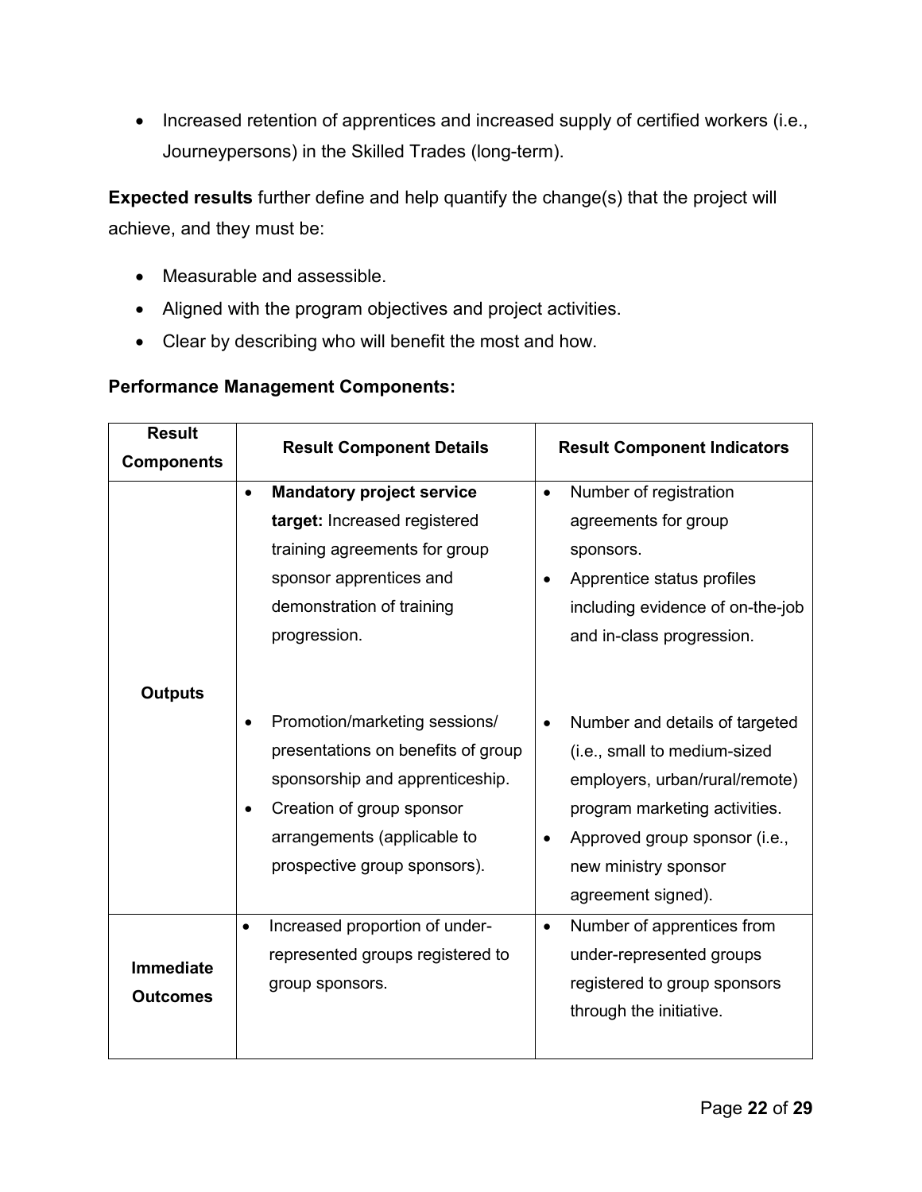- Increased retention of apprentices and increased supply of certified workers (i.e., Journeypersons) in the Skilled Trades (long-term).

**Expected results** further define and help quantify the change(s) that the project will achieve, and they must be:

- Measurable and assessible.
- Aligned with the program objectives and project activities.
- Clear by describing who will benefit the most and how.

**Performance Management Components:**

| Result Components | Result Component Details | Result Component Indicators |
|---|---|---|
| **Outputs** | • **Mandatory project service target:** Increased registered training agreements for group sponsor apprentices and demonstration of training progression. | • Number of registration agreements for group sponsors.<br>• Apprentice status profiles including evidence of on-the-job and in-class progression. |
| | • Promotion/marketing sessions/ presentations on benefits of group sponsorship and apprenticeship.<br>• Creation of group sponsor arrangements (applicable to prospective group sponsors). | • Number and details of targeted (i.e., small to medium-sized employers, urban/rural/remote) program marketing activities.<br>• Approved group sponsor (i.e., new ministry sponsor agreement signed). |
| **Immediate Outcomes** | • Increased proportion of under-represented groups registered to group sponsors. | • Number of apprentices from under-represented groups registered to group sponsors through the initiative. |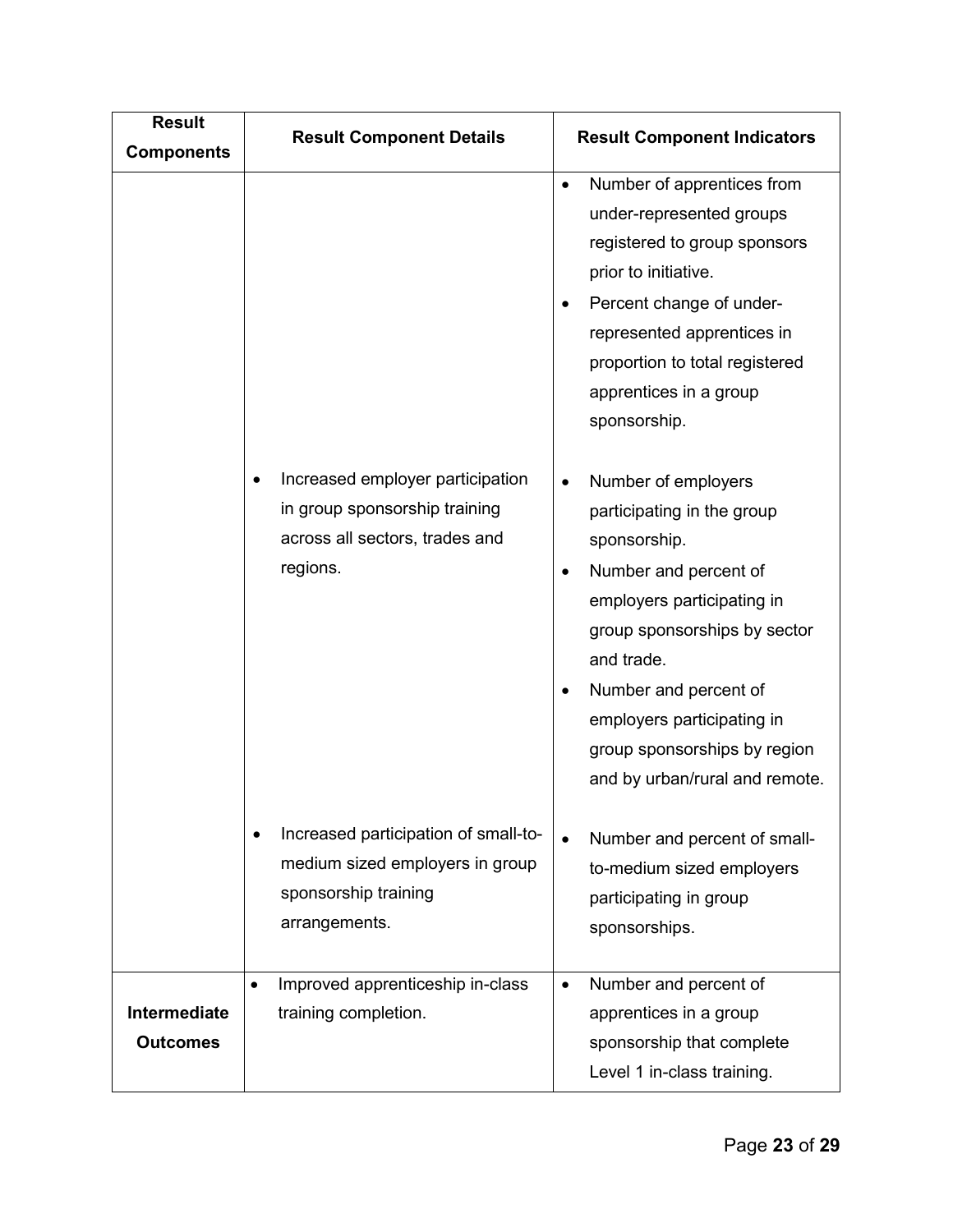| Result Components | Result Component Details | Result Component Indicators |
| --- | --- | --- |
| | | • Number of apprentices from under-represented groups registered to group sponsors prior to initiative.<br>• Percent change of under-represented apprentices in proportion to total registered apprentices in a group sponsorship. |
| | • Increased employer participation in group sponsorship training across all sectors, trades and regions. | • Number of employers participating in the group sponsorship.<br>• Number and percent of employers participating in group sponsorships by sector and trade.<br>• Number and percent of employers participating in group sponsorships by region and by urban/rural and remote. |
| | • Increased participation of small-to-medium sized employers in group sponsorship training arrangements. | • Number and percent of small-to-medium sized employers participating in group sponsorships. |
| **Intermediate Outcomes** | • Improved apprenticeship in-class training completion. | • Number and percent of apprentices in a group sponsorship that complete Level 1 in-class training. |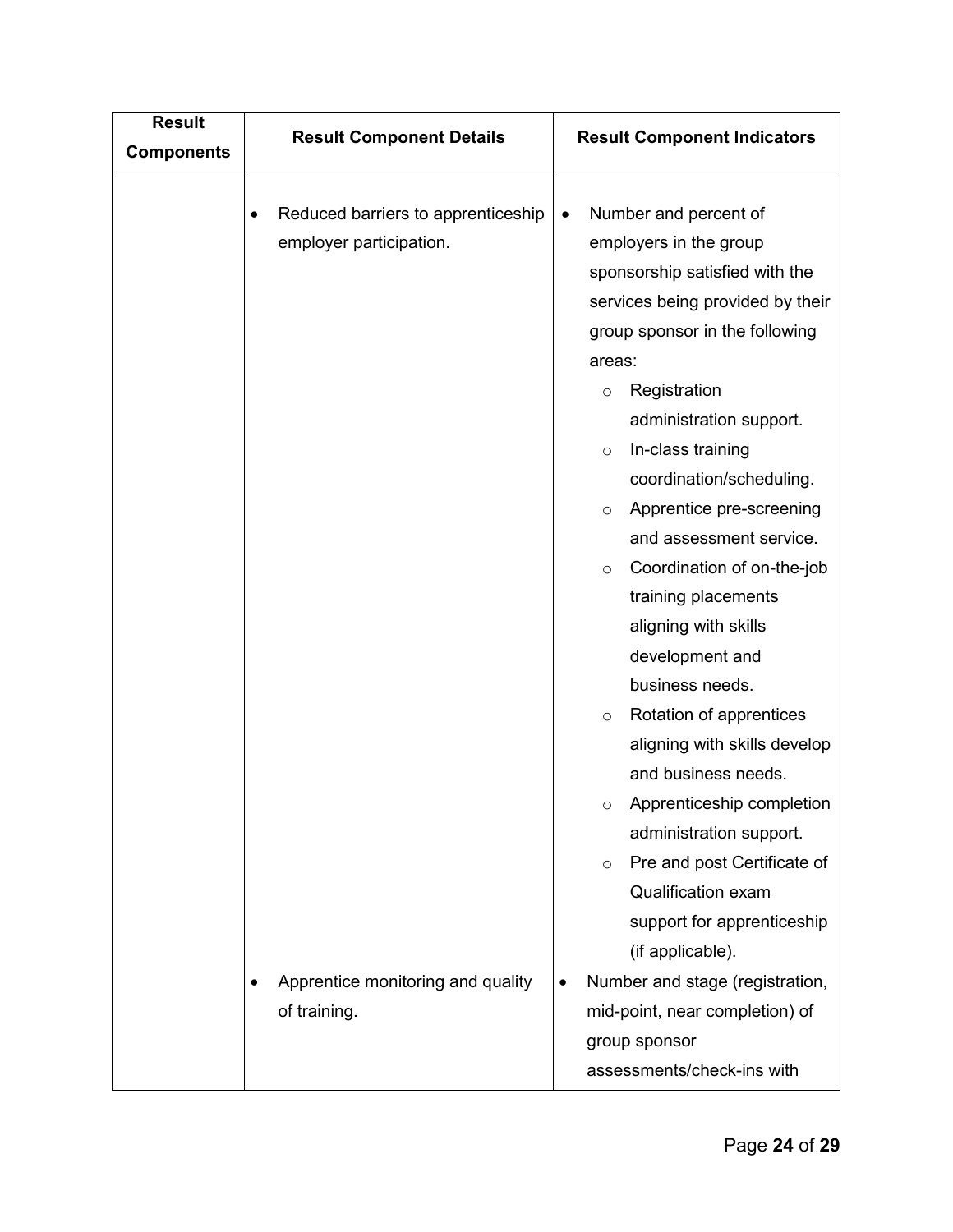| Result Components | Result Component Details | Result Component Indicators |
|---|---|---|
| | • Reduced barriers to apprenticeship employer participation. | • Number and percent of employers in the group sponsorship satisfied with the services being provided by their group sponsor in the following areas:<br>  ○ Registration administration support.<br>  ○ In-class training coordination/scheduling.<br>  ○ Apprentice pre-screening and assessment service.<br>  ○ Coordination of on-the-job training placements aligning with skills development and business needs.<br>  ○ Rotation of apprentices aligning with skills develop and business needs.<br>  ○ Apprenticeship completion administration support.<br>  ○ Pre and post Certificate of Qualification exam support for apprenticeship (if applicable). |
| | • Apprentice monitoring and quality of training. | • Number and stage (registration, mid-point, near completion) of group sponsor assessments/check-ins with |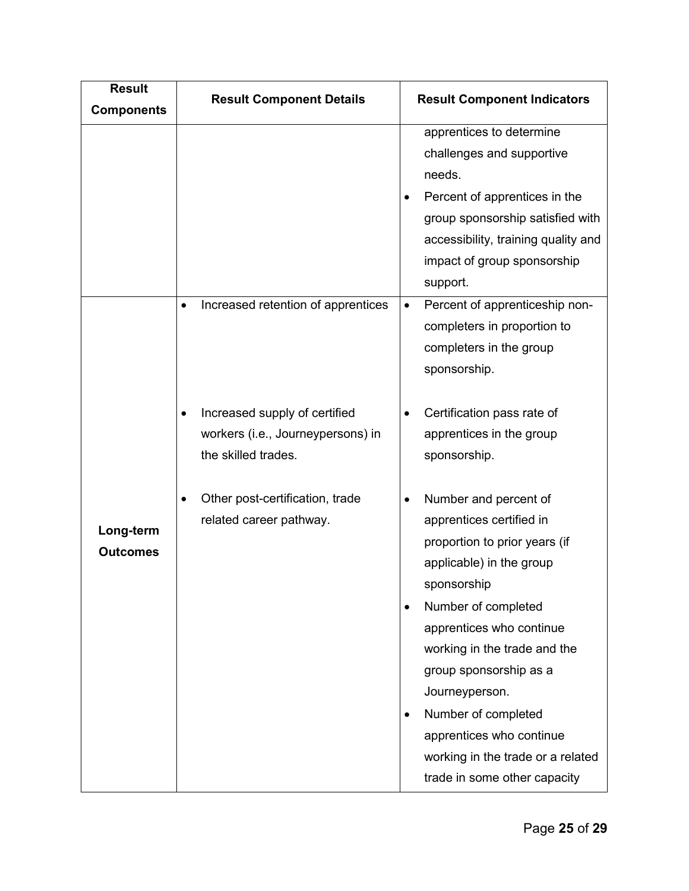| Result Components | Result Component Details | Result Component Indicators |
|---|---|---|
| | | apprentices to determine challenges and supportive needs.<br>• Percent of apprentices in the group sponsorship satisfied with accessibility, training quality and impact of group sponsorship support. |
| Long-term Outcomes | • Increased retention of apprentices<br><br>• Increased supply of certified workers (i.e., Journeypersons) in the skilled trades.<br><br>• Other post-certification, trade related career pathway. | • Percent of apprenticeship non-completers in proportion to completers in the group sponsorship.<br><br>• Certification pass rate of apprentices in the group sponsorship.<br><br>• Number and percent of apprentices certified in proportion to prior years (if applicable) in the group sponsorship<br>• Number of completed apprentices who continue working in the trade and the group sponsorship as a Journeyperson.<br>• Number of completed apprentices who continue working in the trade or a related trade in some other capacity |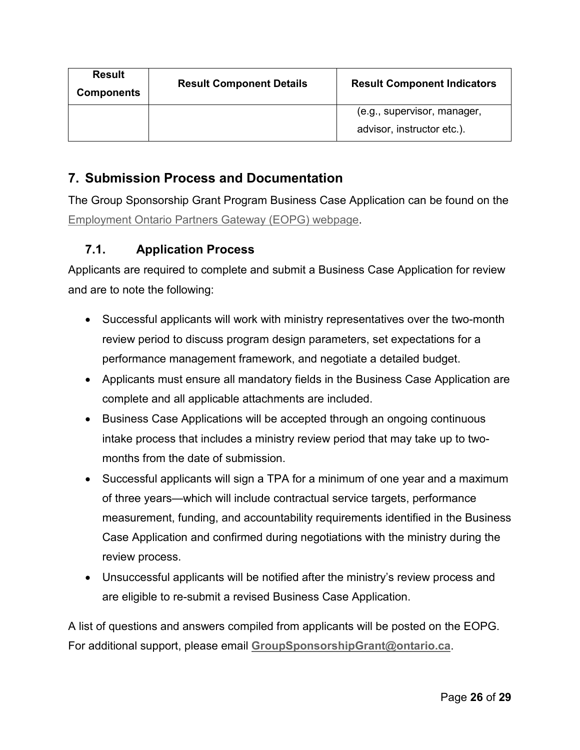| Result Components | Result Component Details | Result Component Indicators |
|---|---|---|
| | | (e.g., supervisor, manager, advisor, instructor etc.). |

## 7. Submission Process and Documentation

The Group Sponsorship Grant Program Business Case Application can be found on the Employment Ontario Partners Gateway (EOPG) webpage.

### 7.1. Application Process

Applicants are required to complete and submit a Business Case Application for review and are to note the following:

- Successful applicants will work with ministry representatives over the two-month review period to discuss program design parameters, set expectations for a performance management framework, and negotiate a detailed budget.
- Applicants must ensure all mandatory fields in the Business Case Application are complete and all applicable attachments are included.
- Business Case Applications will be accepted through an ongoing continuous intake process that includes a ministry review period that may take up to two-months from the date of submission.
- Successful applicants will sign a TPA for a minimum of one year and a maximum of three years—which will include contractual service targets, performance measurement, funding, and accountability requirements identified in the Business Case Application and confirmed during negotiations with the ministry during the review process.
- Unsuccessful applicants will be notified after the ministry's review process and are eligible to re-submit a revised Business Case Application.

A list of questions and answers compiled from applicants will be posted on the EOPG. For additional support, please email **GroupSponsorshipGrant@ontario.ca**.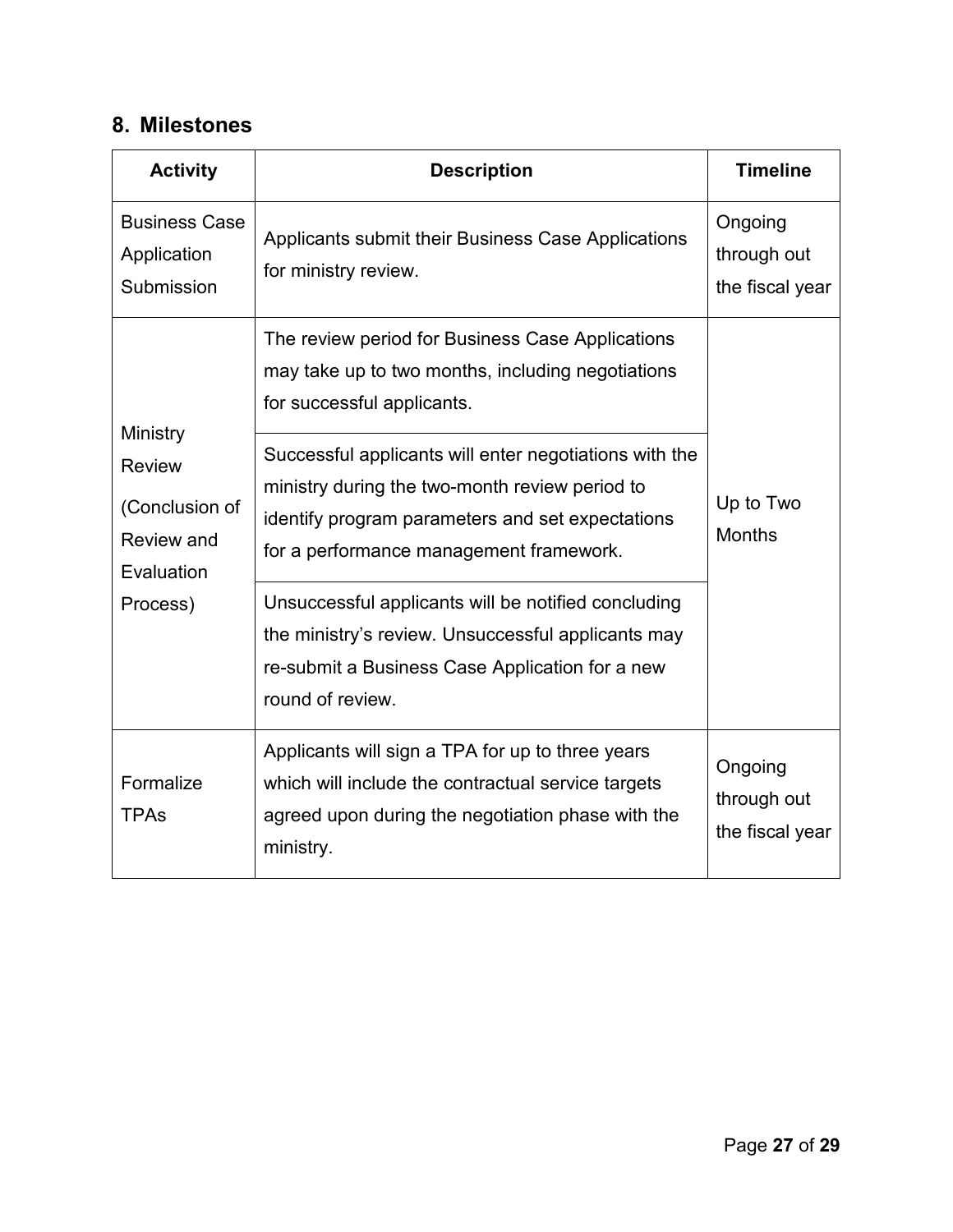## 8. Milestones

| Activity | Description | Timeline |
|---|---|---|
| Business Case Application Submission | Applicants submit their Business Case Applications for ministry review. | Ongoing through out the fiscal year |
| Ministry Review (Conclusion of Review and Evaluation Process) | The review period for Business Case Applications may take up to two months, including negotiations for successful applicants. | Up to Two Months |
| | Successful applicants will enter negotiations with the ministry during the two-month review period to identify program parameters and set expectations for a performance management framework. | |
| | Unsuccessful applicants will be notified concluding the ministry's review. Unsuccessful applicants may re-submit a Business Case Application for a new round of review. | |
| Formalize TPAs | Applicants will sign a TPA for up to three years which will include the contractual service targets agreed upon during the negotiation phase with the ministry. | Ongoing through out the fiscal year |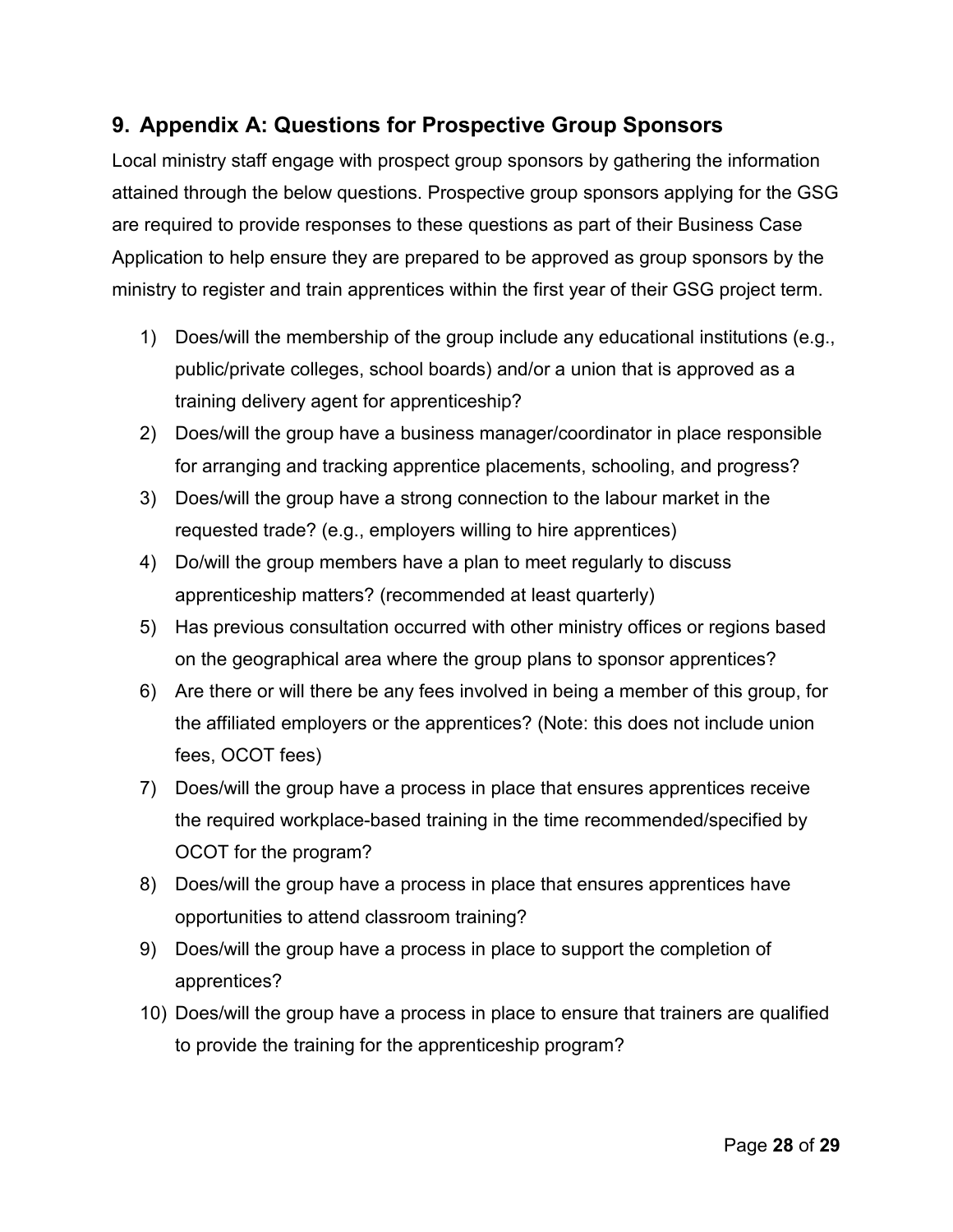## 9. Appendix A: Questions for Prospective Group Sponsors

Local ministry staff engage with prospect group sponsors by gathering the information attained through the below questions. Prospective group sponsors applying for the GSG are required to provide responses to these questions as part of their Business Case Application to help ensure they are prepared to be approved as group sponsors by the ministry to register and train apprentices within the first year of their GSG project term.

1) Does/will the membership of the group include any educational institutions (e.g., public/private colleges, school boards) and/or a union that is approved as a training delivery agent for apprenticeship?
2) Does/will the group have a business manager/coordinator in place responsible for arranging and tracking apprentice placements, schooling, and progress?
3) Does/will the group have a strong connection to the labour market in the requested trade? (e.g., employers willing to hire apprentices)
4) Do/will the group members have a plan to meet regularly to discuss apprenticeship matters? (recommended at least quarterly)
5) Has previous consultation occurred with other ministry offices or regions based on the geographical area where the group plans to sponsor apprentices?
6) Are there or will there be any fees involved in being a member of this group, for the affiliated employers or the apprentices? (Note: this does not include union fees, OCOT fees)
7) Does/will the group have a process in place that ensures apprentices receive the required workplace-based training in the time recommended/specified by OCOT for the program?
8) Does/will the group have a process in place that ensures apprentices have opportunities to attend classroom training?
9) Does/will the group have a process in place to support the completion of apprentices?
10) Does/will the group have a process in place to ensure that trainers are qualified to provide the training for the apprenticeship program?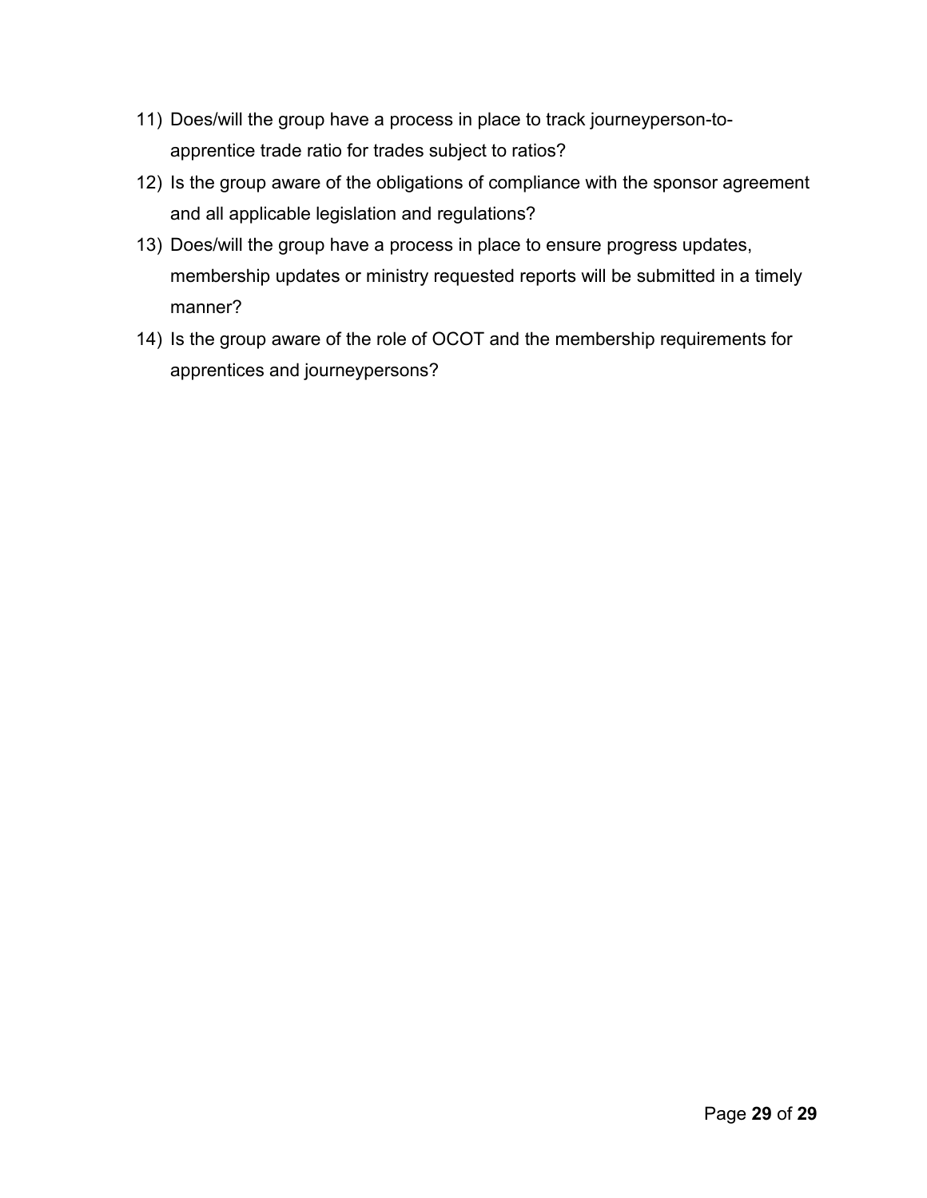11) Does/will the group have a process in place to track journeyperson-to-apprentice trade ratio for trades subject to ratios?
12) Is the group aware of the obligations of compliance with the sponsor agreement and all applicable legislation and regulations?
13) Does/will the group have a process in place to ensure progress updates, membership updates or ministry requested reports will be submitted in a timely manner?
14) Is the group aware of the role of OCOT and the membership requirements for apprentices and journeypersons?